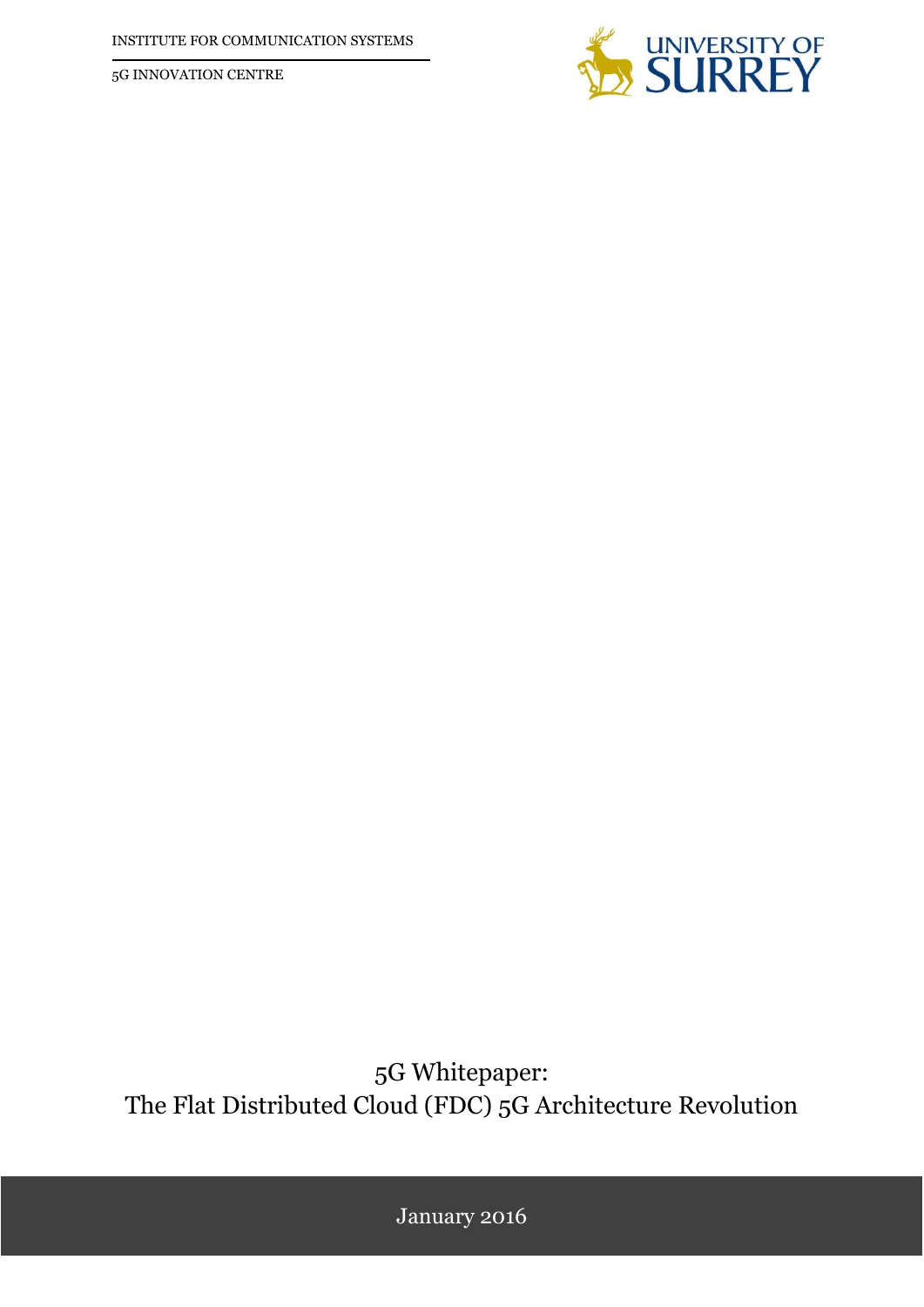INSTITUTE FOR COMMUNICATION SYSTEMS

5G INNOVATION CENTRE

UNIVERSITY OF SURREY

# 5G Whitepaper: The Flat Distributed Cloud (FDC) 5G Architecture Revolution

January 2016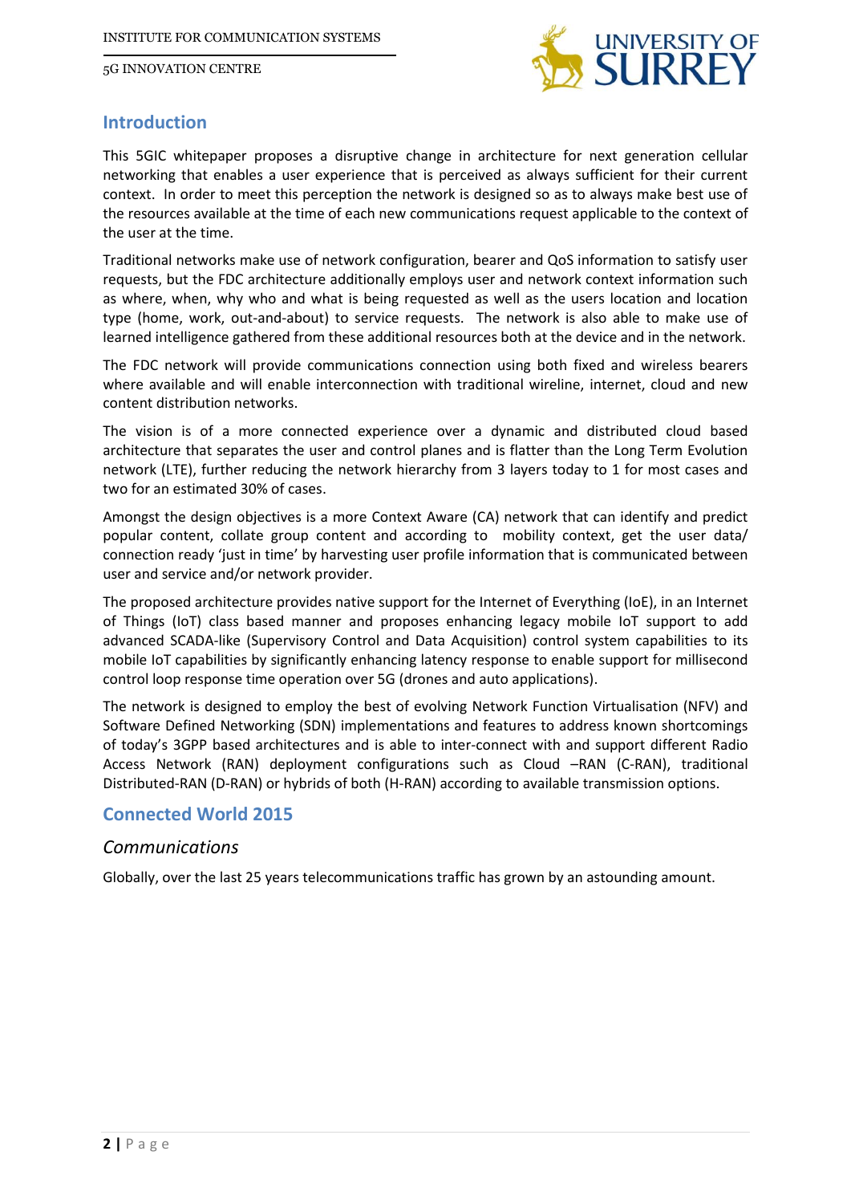## Introduction

This 5GIC whitepaper proposes a disruptive change in architecture for next generation cellular networking that enables a user experience that is perceived as always sufficient for their current context. In order to meet this perception the network is designed so as to always make best use of the resources available at the time of each new communications request applicable to the context of the user at the time.

Traditional networks make use of network configuration, bearer and QoS information to satisfy user requests, but the FDC architecture additionally employs user and network context information such as where, when, why who and what is being requested as well as the users location and location type (home, work, out-and-about) to service requests. The network is also able to make use of learned intelligence gathered from these additional resources both at the device and in the network.

The FDC network will provide communications connection using both fixed and wireless bearers where available and will enable interconnection with traditional wireline, internet, cloud and new content distribution networks.

The vision is of a more connected experience over a dynamic and distributed cloud based architecture that separates the user and control planes and is flatter than the Long Term Evolution network (LTE), further reducing the network hierarchy from 3 layers today to 1 for most cases and two for an estimated 30% of cases.

Amongst the design objectives is a more Context Aware (CA) network that can identify and predict popular content, collate group content and according to mobility context, get the user data/ connection ready 'just in time' by harvesting user profile information that is communicated between user and service and/or network provider.

The proposed architecture provides native support for the Internet of Everything (IoE), in an Internet of Things (IoT) class based manner and proposes enhancing legacy mobile IoT support to add advanced SCADA-like (Supervisory Control and Data Acquisition) control system capabilities to its mobile IoT capabilities by significantly enhancing latency response to enable support for millisecond control loop response time operation over 5G (drones and auto applications).

The network is designed to employ the best of evolving Network Function Virtualisation (NFV) and Software Defined Networking (SDN) implementations and features to address known shortcomings of today's 3GPP based architectures and is able to inter-connect with and support different Radio Access Network (RAN) deployment configurations such as Cloud –RAN (C-RAN), traditional Distributed-RAN (D-RAN) or hybrids of both (H-RAN) according to available transmission options.

## Connected World 2015

### *Communications*

Globally, over the last 25 years telecommunications traffic has grown by an astounding amount.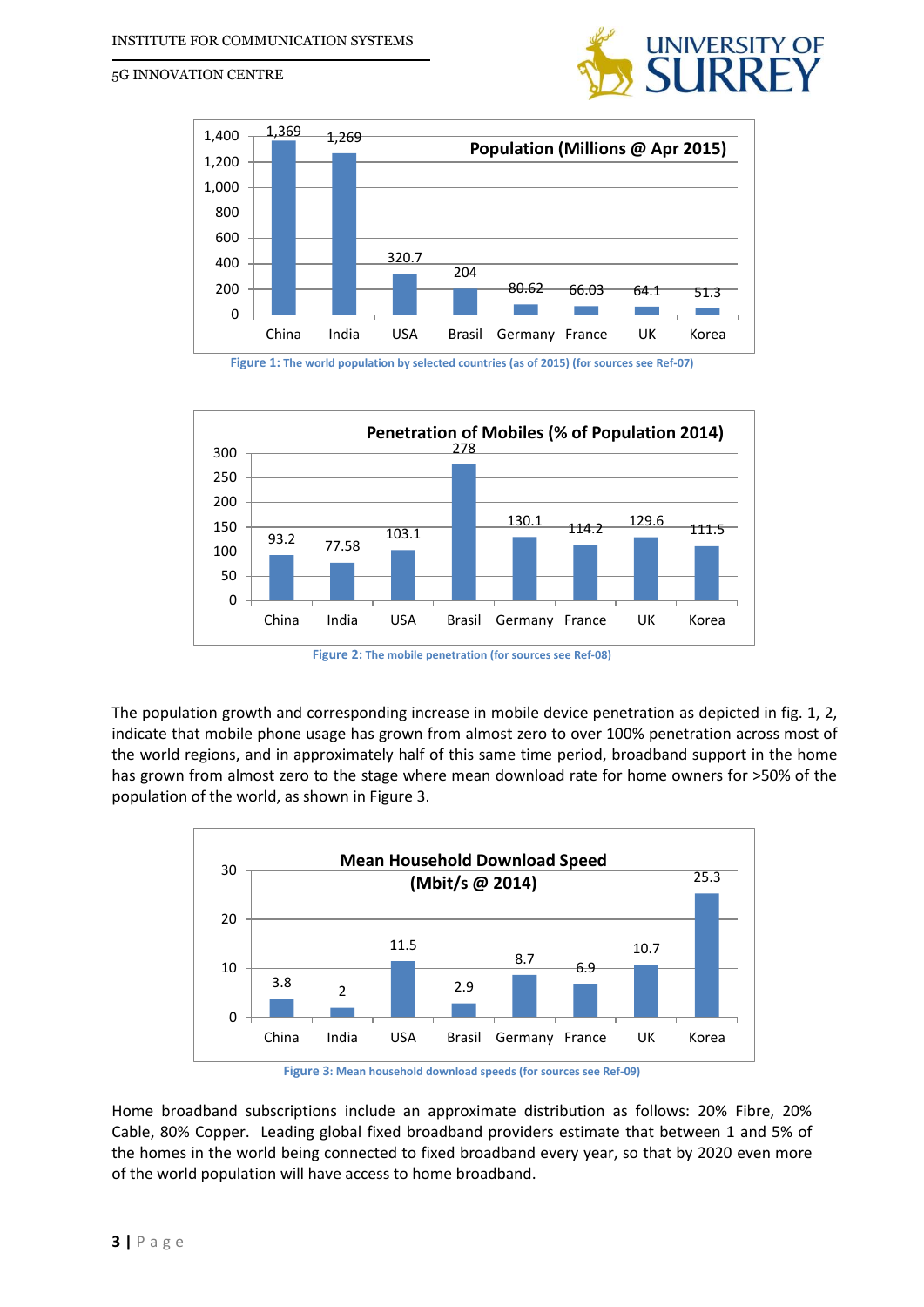| | China | India | USA | Brasil | Germany | France | UK | Korea |
|---|---|---|---|---|---|---|---|---|
| Population (Millions @ Apr 2015) | 1,369 | 1,269 | 320.7 | 204 | 80.62 | 66.03 | 64.1 | 51.3 |

Figure 1: The world population by selected countries (as of 2015) (for sources see Ref-07)

| | China | India | USA | Brasil | Germany | France | UK | Korea |
|---|---|---|---|---|---|---|---|---|
| Penetration of Mobiles (% of Population 2014) | 93.2 | 77.58 | 103.1 | 278 | 130.1 | 114.2 | 129.6 | 111.5 |

Figure 2: The mobile penetration (for sources see Ref-08)

The population growth and corresponding increase in mobile device penetration as depicted in fig. 1, 2, indicate that mobile phone usage has grown from almost zero to over 100% penetration across most of the world regions, and in approximately half of this same time period, broadband support in the home has grown from almost zero to the stage where mean download rate for home owners for >50% of the population of the world, as shown in Figure 3.

| | China | India | USA | Brasil | Germany | France | UK | Korea |
|---|---|---|---|---|---|---|---|---|
| Mean Household Download Speed (Mbit/s @ 2014) | 3.8 | 2 | 11.5 | 2.9 | 8.7 | 6.9 | 10.7 | 25.3 |

Figure 3: Mean household download speeds (for sources see Ref-09)

Home broadband subscriptions include an approximate distribution as follows: 20% Fibre, 20% Cable, 80% Copper. Leading global fixed broadband providers estimate that between 1 and 5% of the homes in the world being connected to fixed broadband every year, so that by 2020 even more of the world population will have access to home broadband.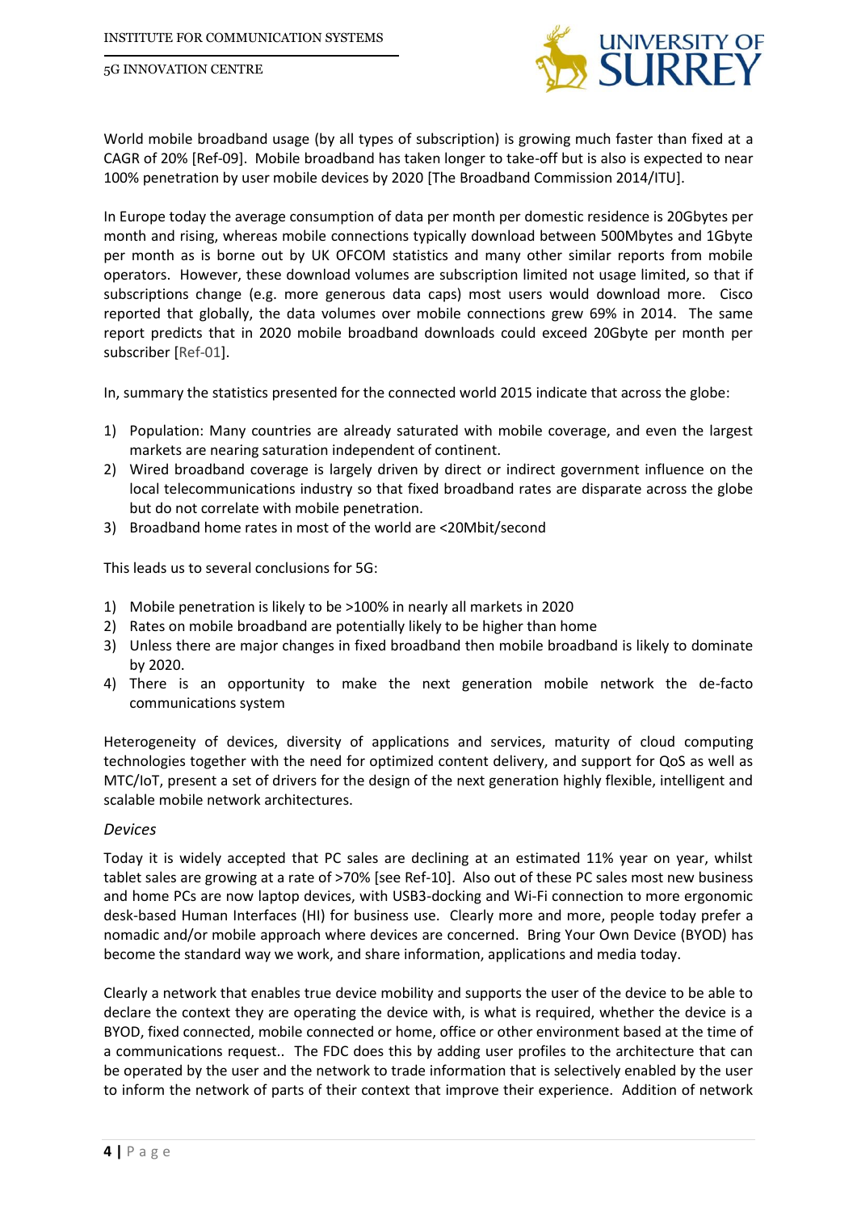World mobile broadband usage (by all types of subscription) is growing much faster than fixed at a CAGR of 20% [Ref-09]. Mobile broadband has taken longer to take-off but is also is expected to near 100% penetration by user mobile devices by 2020 [The Broadband Commission 2014/ITU].

In Europe today the average consumption of data per month per domestic residence is 20Gbytes per month and rising, whereas mobile connections typically download between 500Mbytes and 1Gbyte per month as is borne out by UK OFCOM statistics and many other similar reports from mobile operators. However, these download volumes are subscription limited not usage limited, so that if subscriptions change (e.g. more generous data caps) most users would download more. Cisco reported that globally, the data volumes over mobile connections grew 69% in 2014. The same report predicts that in 2020 mobile broadband downloads could exceed 20Gbyte per month per subscriber [Ref-01].

In, summary the statistics presented for the connected world 2015 indicate that across the globe:

1) Population: Many countries are already saturated with mobile coverage, and even the largest markets are nearing saturation independent of continent.
2) Wired broadband coverage is largely driven by direct or indirect government influence on the local telecommunications industry so that fixed broadband rates are disparate across the globe but do not correlate with mobile penetration.
3) Broadband home rates in most of the world are <20Mbit/second

This leads us to several conclusions for 5G:

1) Mobile penetration is likely to be >100% in nearly all markets in 2020
2) Rates on mobile broadband are potentially likely to be higher than home
3) Unless there are major changes in fixed broadband then mobile broadband is likely to dominate by 2020.
4) There is an opportunity to make the next generation mobile network the de-facto communications system

Heterogeneity of devices, diversity of applications and services, maturity of cloud computing technologies together with the need for optimized content delivery, and support for QoS as well as MTC/IoT, present a set of drivers for the design of the next generation highly flexible, intelligent and scalable mobile network architectures.

*Devices*

Today it is widely accepted that PC sales are declining at an estimated 11% year on year, whilst tablet sales are growing at a rate of >70% [see Ref-10]. Also out of these PC sales most new business and home PCs are now laptop devices, with USB3-docking and Wi-Fi connection to more ergonomic desk-based Human Interfaces (HI) for business use. Clearly more and more, people today prefer a nomadic and/or mobile approach where devices are concerned. Bring Your Own Device (BYOD) has become the standard way we work, and share information, applications and media today.

Clearly a network that enables true device mobility and supports the user of the device to be able to declare the context they are operating the device with, is what is required, whether the device is a BYOD, fixed connected, mobile connected or home, office or other environment based at the time of a communications request.. The FDC does this by adding user profiles to the architecture that can be operated by the user and the network to trade information that is selectively enabled by the user to inform the network of parts of their context that improve their experience. Addition of network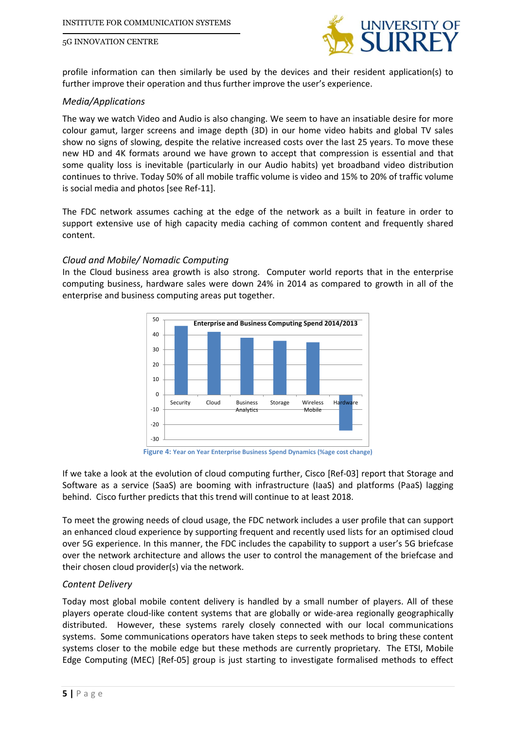profile information can then similarly be used by the devices and their resident application(s) to further improve their operation and thus further improve the user's experience.

### *Media/Applications*

The way we watch Video and Audio is also changing. We seem to have an insatiable desire for more colour gamut, larger screens and image depth (3D) in our home video habits and global TV sales show no signs of slowing, despite the relative increased costs over the last 25 years. To move these new HD and 4K formats around we have grown to accept that compression is essential and that some quality loss is inevitable (particularly in our Audio habits) yet broadband video distribution continues to thrive. Today 50% of all mobile traffic volume is video and 15% to 20% of traffic volume is social media and photos [see Ref-11].

The FDC network assumes caching at the edge of the network as a built in feature in order to support extensive use of high capacity media caching of common content and frequently shared content.

### *Cloud and Mobile/ Nomadic Computing*

In the Cloud business area growth is also strong. Computer world reports that in the enterprise computing business, hardware sales were down 24% in 2014 as compared to growth in all of the enterprise and business computing areas put together.

**Figure 4:** Year on Year Enterprise Business Spend Dynamics (%age cost change)

If we take a look at the evolution of cloud computing further, Cisco [Ref-03] report that Storage and Software as a service (SaaS) are booming with infrastructure (IaaS) and platforms (PaaS) lagging behind. Cisco further predicts that this trend will continue to at least 2018.

To meet the growing needs of cloud usage, the FDC network includes a user profile that can support an enhanced cloud experience by supporting frequent and recently used lists for an optimised cloud over 5G experience. In this manner, the FDC includes the capability to support a user's 5G briefcase over the network architecture and allows the user to control the management of the briefcase and their chosen cloud provider(s) via the network.

### *Content Delivery*

Today most global mobile content delivery is handled by a small number of players. All of these players operate cloud-like content systems that are globally or wide-area regionally geographically distributed. However, these systems rarely closely connected with our local communications systems. Some communications operators have taken steps to seek methods to bring these content systems closer to the mobile edge but these methods are currently proprietary. The ETSI, Mobile Edge Computing (MEC) [Ref-05] group is just starting to investigate formalised methods to effect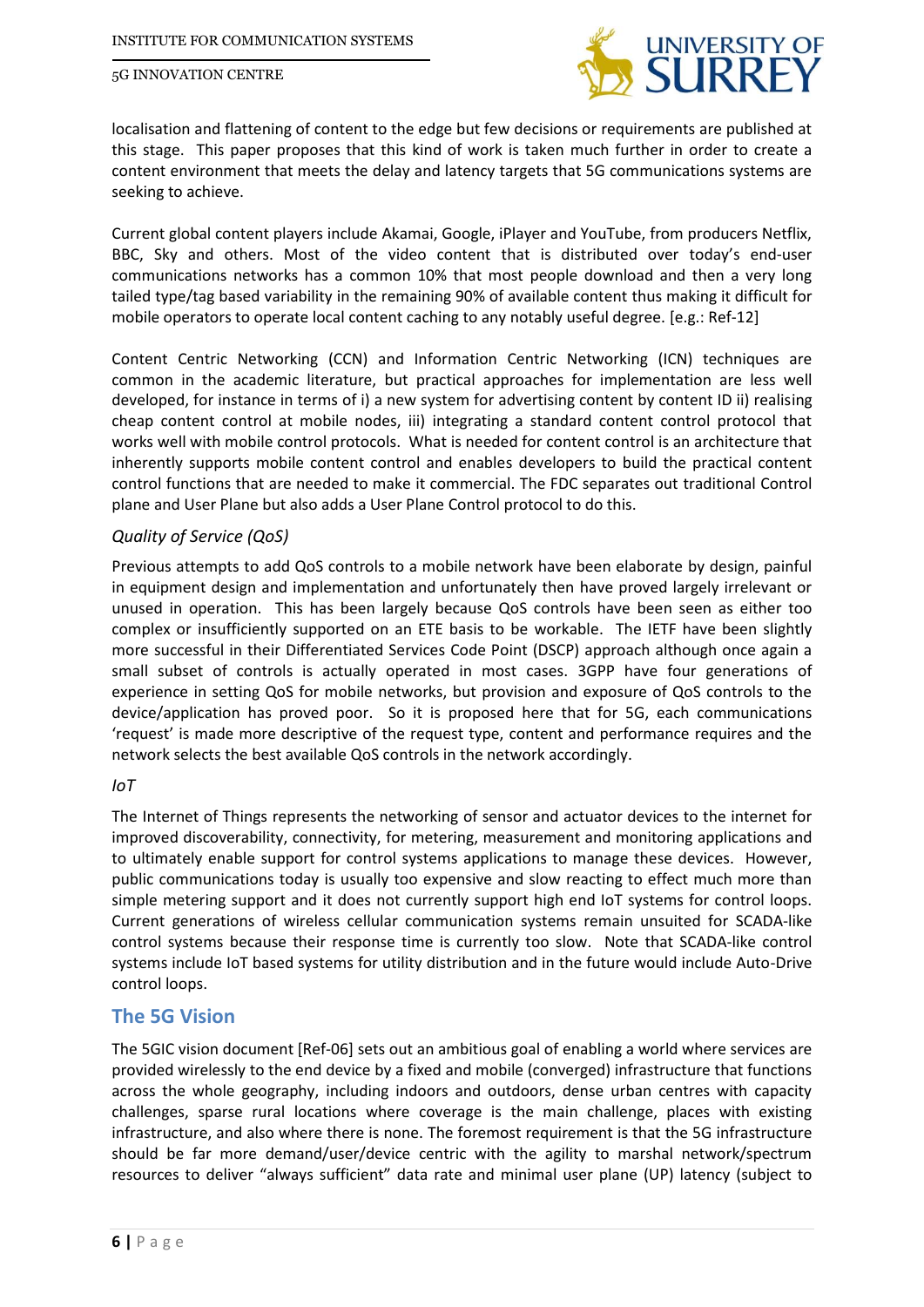localisation and flattening of content to the edge but few decisions or requirements are published at this stage. This paper proposes that this kind of work is taken much further in order to create a content environment that meets the delay and latency targets that 5G communications systems are seeking to achieve.

Current global content players include Akamai, Google, iPlayer and YouTube, from producers Netflix, BBC, Sky and others. Most of the video content that is distributed over today's end-user communications networks has a common 10% that most people download and then a very long tailed type/tag based variability in the remaining 90% of available content thus making it difficult for mobile operators to operate local content caching to any notably useful degree. [e.g.: Ref-12]

Content Centric Networking (CCN) and Information Centric Networking (ICN) techniques are common in the academic literature, but practical approaches for implementation are less well developed, for instance in terms of i) a new system for advertising content by content ID ii) realising cheap content control at mobile nodes, iii) integrating a standard content control protocol that works well with mobile control protocols. What is needed for content control is an architecture that inherently supports mobile content control and enables developers to build the practical content control functions that are needed to make it commercial. The FDC separates out traditional Control plane and User Plane but also adds a User Plane Control protocol to do this.

### *Quality of Service (QoS)*

Previous attempts to add QoS controls to a mobile network have been elaborate by design, painful in equipment design and implementation and unfortunately then have proved largely irrelevant or unused in operation. This has been largely because QoS controls have been seen as either too complex or insufficiently supported on an ETE basis to be workable. The IETF have been slightly more successful in their Differentiated Services Code Point (DSCP) approach although once again a small subset of controls is actually operated in most cases. 3GPP have four generations of experience in setting QoS for mobile networks, but provision and exposure of QoS controls to the device/application has proved poor. So it is proposed here that for 5G, each communications 'request' is made more descriptive of the request type, content and performance requires and the network selects the best available QoS controls in the network accordingly.

### *IoT*

The Internet of Things represents the networking of sensor and actuator devices to the internet for improved discoverability, connectivity, for metering, measurement and monitoring applications and to ultimately enable support for control systems applications to manage these devices. However, public communications today is usually too expensive and slow reacting to effect much more than simple metering support and it does not currently support high end IoT systems for control loops. Current generations of wireless cellular communication systems remain unsuited for SCADA-like control systems because their response time is currently too slow. Note that SCADA-like control systems include IoT based systems for utility distribution and in the future would include Auto-Drive control loops.

## The 5G Vision

The 5GIC vision document [Ref-06] sets out an ambitious goal of enabling a world where services are provided wirelessly to the end device by a fixed and mobile (converged) infrastructure that functions across the whole geography, including indoors and outdoors, dense urban centres with capacity challenges, sparse rural locations where coverage is the main challenge, places with existing infrastructure, and also where there is none. The foremost requirement is that the 5G infrastructure should be far more demand/user/device centric with the agility to marshal network/spectrum resources to deliver "always sufficient" data rate and minimal user plane (UP) latency (subject to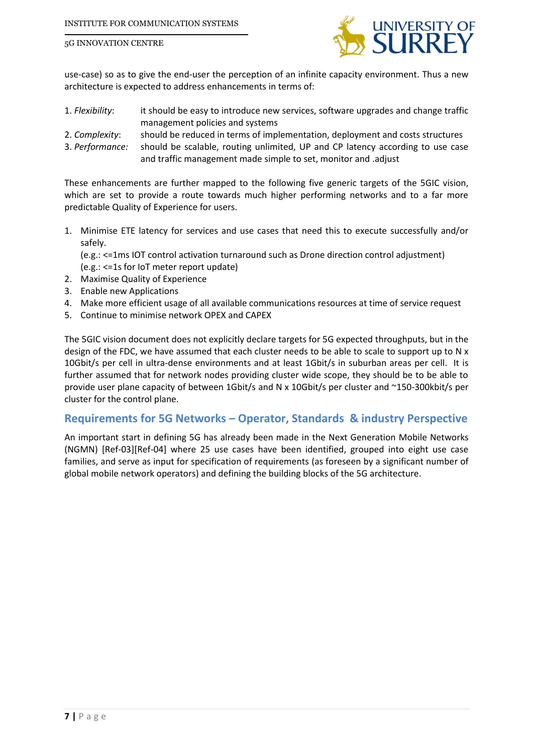use-case) so as to give the end-user the perception of an infinite capacity environment. Thus a new architecture is expected to address enhancements in terms of:

1. *Flexibility*: it should be easy to introduce new services, software upgrades and change traffic management policies and systems
2. *Complexity*: should be reduced in terms of implementation, deployment and costs structures
3. *Performance:* should be scalable, routing unlimited, UP and CP latency according to use case and traffic management made simple to set, monitor and .adjust

These enhancements are further mapped to the following five generic targets of the 5GIC vision, which are set to provide a route towards much higher performing networks and to a far more predictable Quality of Experience for users.

1. Minimise ETE latency for services and use cases that need this to execute successfully and/or safely.
   (e.g.: <=1ms IOT control activation turnaround such as Drone direction control adjustment)
   (e.g.: <=1s for IoT meter report update)
2. Maximise Quality of Experience
3. Enable new Applications
4. Make more efficient usage of all available communications resources at time of service request
5. Continue to minimise network OPEX and CAPEX

The 5GIC vision document does not explicitly declare targets for 5G expected throughputs, but in the design of the FDC, we have assumed that each cluster needs to be able to scale to support up to N x 10Gbit/s per cell in ultra-dense environments and at least 1Gbit/s in suburban areas per cell. It is further assumed that for network nodes providing cluster wide scope, they should be to be able to provide user plane capacity of between 1Gbit/s and N x 10Gbit/s per cluster and ~150-300kbit/s per cluster for the control plane.

## Requirements for 5G Networks – Operator, Standards & industry Perspective

An important start in defining 5G has already been made in the Next Generation Mobile Networks (NGMN) [Ref-03][Ref-04] where 25 use cases have been identified, grouped into eight use case families, and serve as input for specification of requirements (as foreseen by a significant number of global mobile network operators) and defining the building blocks of the 5G architecture.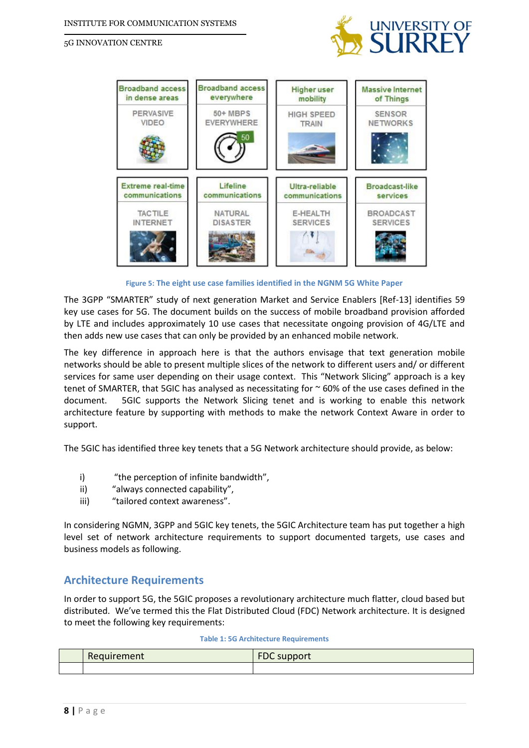| Broadband access in dense areas | Broadband access everywhere | Higher user mobility | Massive Internet of Things |
|---|---|---|---|
| PERVASIVE VIDEO | 50+ MBPS EVERYWHERE | HIGH SPEED TRAIN | SENSOR NETWORKS |
| **Extreme real-time communications** | **Lifeline communications** | **Ultra-reliable communications** | **Broadcast-like services** |
| TACTILE INTERNET | NATURAL DISASTER | E-HEALTH SERVICES | BROADCAST SERVICES |

Figure 5: The eight use case families identified in the NGNM 5G White Paper

The 3GPP "SMARTER" study of next generation Market and Service Enablers [Ref-13] identifies 59 key use cases for 5G. The document builds on the success of mobile broadband provision afforded by LTE and includes approximately 10 use cases that necessitate ongoing provision of 4G/LTE and then adds new use cases that can only be provided by an enhanced mobile network.

The key difference in approach here is that the authors envisage that text generation mobile networks should be able to present multiple slices of the network to different users and/ or different services for same user depending on their usage context. This "Network Slicing" approach is a key tenet of SMARTER, that 5GIC has analysed as necessitating for ~ 60% of the use cases defined in the document. 5GIC supports the Network Slicing tenet and is working to enable this network architecture feature by supporting with methods to make the network Context Aware in order to support.

The 5GIC has identified three key tenets that a 5G Network architecture should provide, as below:

i) "the perception of infinite bandwidth",
ii) "always connected capability",
iii) "tailored context awareness".

In considering NGMN, 3GPP and 5GIC key tenets, the 5GIC Architecture team has put together a high level set of network architecture requirements to support documented targets, use cases and business models as following.

## Architecture Requirements

In order to support 5G, the 5GIC proposes a revolutionary architecture much flatter, cloud based but distributed. We've termed this the Flat Distributed Cloud (FDC) Network architecture. It is designed to meet the following key requirements:

Table 1: 5G Architecture Requirements

| | Requirement | FDC support |
|---|---|---|
| | | |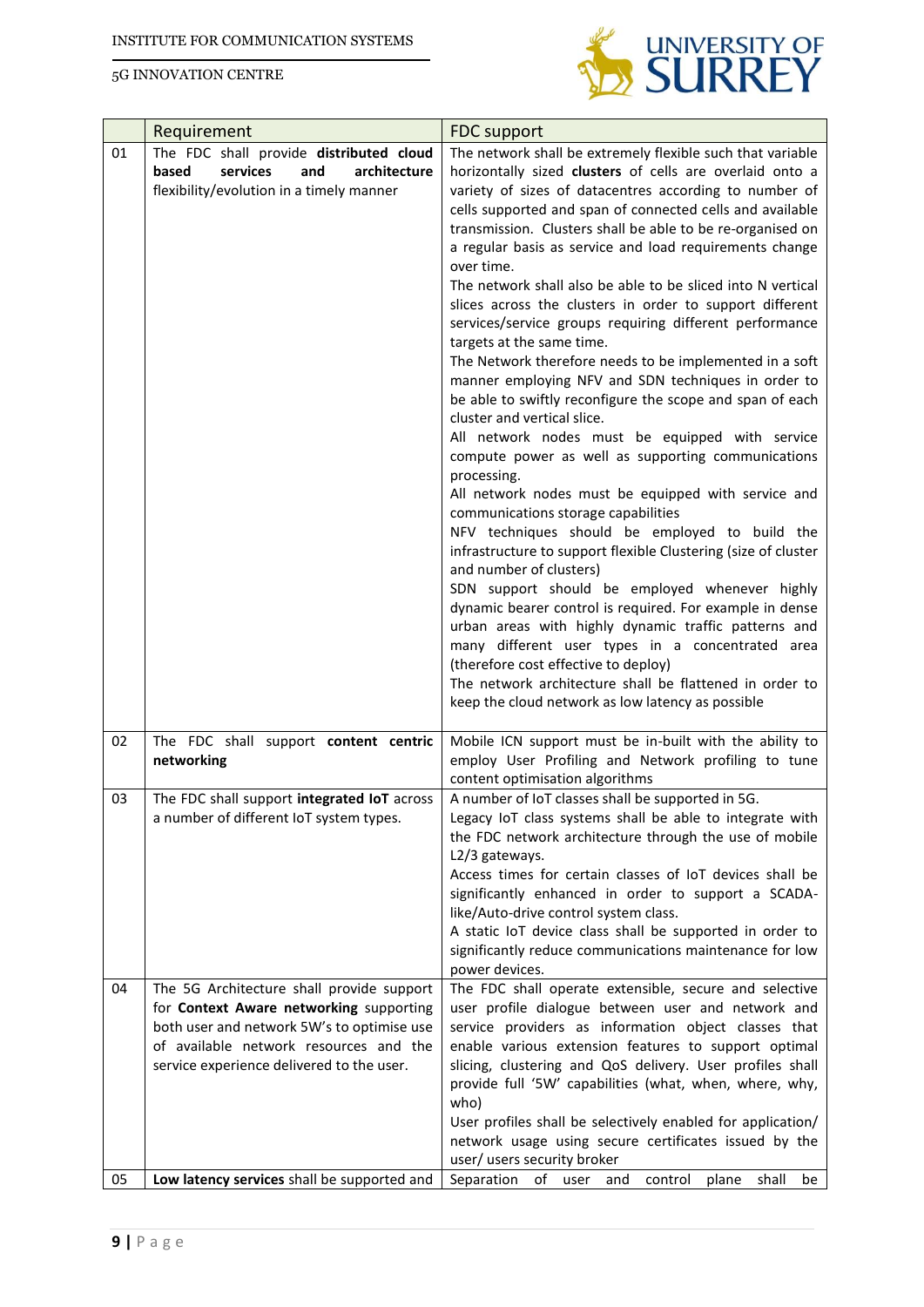| | Requirement | FDC support |
|---|---|---|
| 01 | The FDC shall provide **distributed cloud based services and architecture** flexibility/evolution in a timely manner | The network shall be extremely flexible such that variable horizontally sized **clusters** of cells are overlaid onto a variety of sizes of datacentres according to number of cells supported and span of connected cells and available transmission. Clusters shall be able to be re-organised on a regular basis as service and load requirements change over time. The network shall also be able to be sliced into N vertical slices across the clusters in order to support different services/service groups requiring different performance targets at the same time. The Network therefore needs to be implemented in a soft manner employing NFV and SDN techniques in order to be able to swiftly reconfigure the scope and span of each cluster and vertical slice. All network nodes must be equipped with service compute power as well as supporting communications processing. All network nodes must be equipped with service and communications storage capabilities NFV techniques should be employed to build the infrastructure to support flexible Clustering (size of cluster and number of clusters) SDN support should be employed whenever highly dynamic bearer control is required. For example in dense urban areas with highly dynamic traffic patterns and many different user types in a concentrated area (therefore cost effective to deploy) The network architecture shall be flattened in order to keep the cloud network as low latency as possible |
| 02 | The FDC shall support **content centric networking** | Mobile ICN support must be in-built with the ability to employ User Profiling and Network profiling to tune content optimisation algorithms |
| 03 | The FDC shall support **integrated IoT** across a number of different IoT system types. | A number of IoT classes shall be supported in 5G. Legacy IoT class systems shall be able to integrate with the FDC network architecture through the use of mobile L2/3 gateways. Access times for certain classes of IoT devices shall be significantly enhanced in order to support a SCADA-like/Auto-drive control system class. A static IoT device class shall be supported in order to significantly reduce communications maintenance for low power devices. |
| 04 | The 5G Architecture shall provide support for **Context Aware networking** supporting both user and network 5W's to optimise use of available network resources and the service experience delivered to the user. | The FDC shall operate extensible, secure and selective user profile dialogue between user and network and service providers as information object classes that enable various extension features to support optimal slicing, clustering and QoS delivery. User profiles shall provide full '5W' capabilities (what, when, where, why, who) User profiles shall be selectively enabled for application/ network usage using secure certificates issued by the user/ users security broker |
| 05 | **Low latency services** shall be supported and | Separation of user and control plane shall be |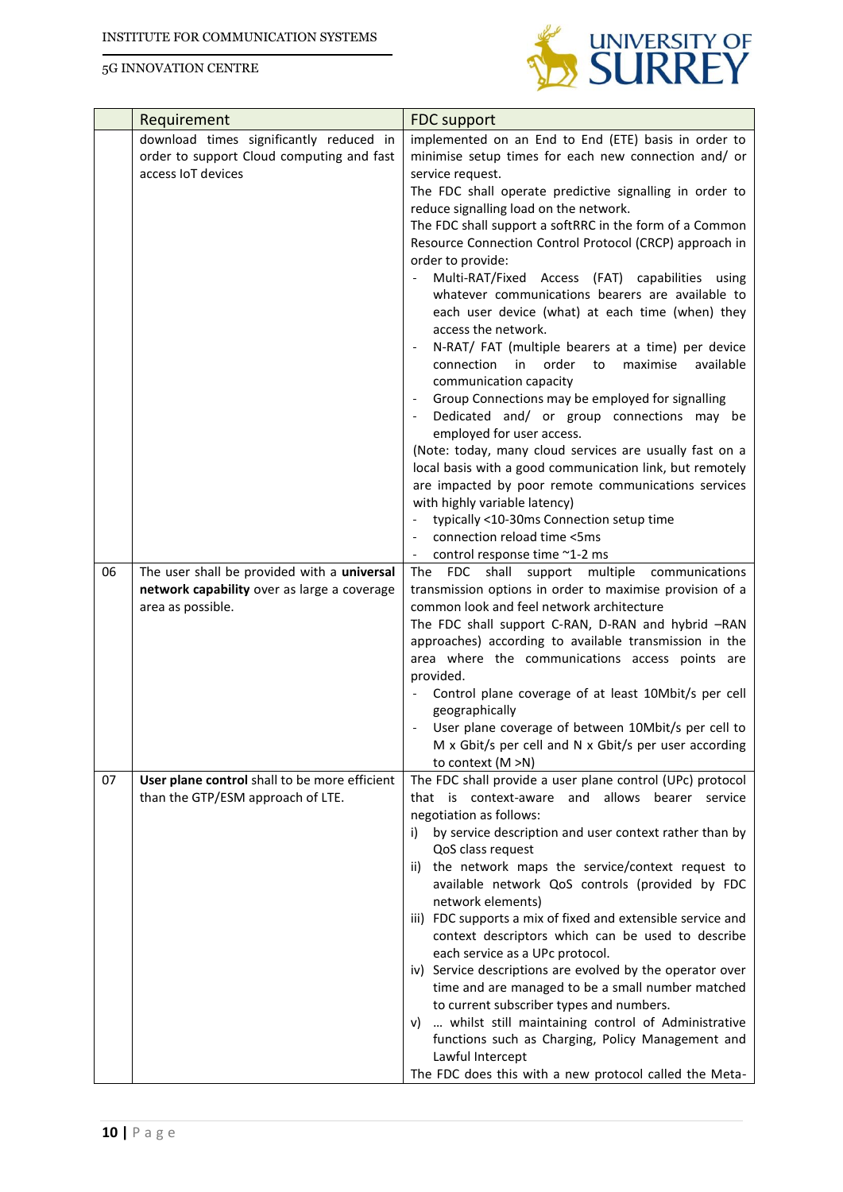|  | Requirement | FDC support |
|---|---|---|
|  | download times significantly reduced in order to support Cloud computing and fast access IoT devices | implemented on an End to End (ETE) basis in order to minimise setup times for each new connection and/ or service request.<br>The FDC shall operate predictive signalling in order to reduce signalling load on the network.<br>The FDC shall support a softRRC in the form of a Common Resource Connection Control Protocol (CRCP) approach in order to provide:<br>- Multi-RAT/Fixed Access (FAT) capabilities using whatever communications bearers are available to each user device (what) at each time (when) they access the network.<br>- N-RAT/ FAT (multiple bearers at a time) per device connection in order to maximise available communication capacity<br>- Group Connections may be employed for signalling<br>- Dedicated and/ or group connections may be employed for user access.<br>(Note: today, many cloud services are usually fast on a local basis with a good communication link, but remotely are impacted by poor remote communications services with highly variable latency)<br>- typically <10-30ms Connection setup time<br>- connection reload time <5ms<br>- control response time ~1-2 ms |
| 06 | The user shall be provided with a **universal network capability** over as large a coverage area as possible. | The FDC shall support multiple communications transmission options in order to maximise provision of a common look and feel network architecture<br>The FDC shall support C-RAN, D-RAN and hybrid –RAN approaches) according to available transmission in the area where the communications access points are provided.<br>- Control plane coverage of at least 10Mbit/s per cell geographically<br>- User plane coverage of between 10Mbit/s per cell to M x Gbit/s per cell and N x Gbit/s per user according to context (M >N) |
| 07 | **User plane control** shall to be more efficient than the GTP/ESM approach of LTE. | The FDC shall provide a user plane control (UPc) protocol that is context-aware and allows bearer service negotiation as follows:<br>i) by service description and user context rather than by QoS class request<br>ii) the network maps the service/context request to available network QoS controls (provided by FDC network elements)<br>iii) FDC supports a mix of fixed and extensible service and context descriptors which can be used to describe each service as a UPc protocol.<br>iv) Service descriptions are evolved by the operator over time and are managed to be a small number matched to current subscriber types and numbers.<br>v) … whilst still maintaining control of Administrative functions such as Charging, Policy Management and Lawful Intercept<br>The FDC does this with a new protocol called the Meta- |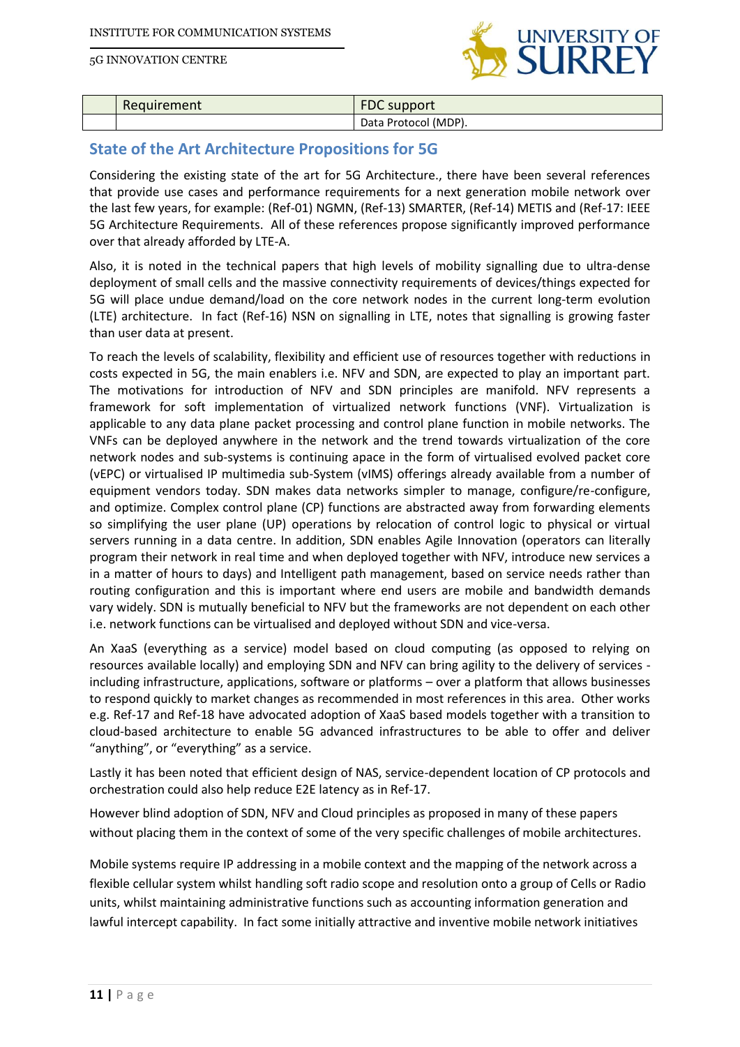| | Requirement | FDC support |
|---|---|---|
| | | Data Protocol (MDP). |

## State of the Art Architecture Propositions for 5G

Considering the existing state of the art for 5G Architecture., there have been several references that provide use cases and performance requirements for a next generation mobile network over the last few years, for example: (Ref-01) NGMN, (Ref-13) SMARTER, (Ref-14) METIS and (Ref-17: IEEE 5G Architecture Requirements. All of these references propose significantly improved performance over that already afforded by LTE-A.

Also, it is noted in the technical papers that high levels of mobility signalling due to ultra-dense deployment of small cells and the massive connectivity requirements of devices/things expected for 5G will place undue demand/load on the core network nodes in the current long-term evolution (LTE) architecture. In fact (Ref-16) NSN on signalling in LTE, notes that signalling is growing faster than user data at present.

To reach the levels of scalability, flexibility and efficient use of resources together with reductions in costs expected in 5G, the main enablers i.e. NFV and SDN, are expected to play an important part. The motivations for introduction of NFV and SDN principles are manifold. NFV represents a framework for soft implementation of virtualized network functions (VNF). Virtualization is applicable to any data plane packet processing and control plane function in mobile networks. The VNFs can be deployed anywhere in the network and the trend towards virtualization of the core network nodes and sub-systems is continuing apace in the form of virtualised evolved packet core (vEPC) or virtualised IP multimedia sub-System (vIMS) offerings already available from a number of equipment vendors today. SDN makes data networks simpler to manage, configure/re-configure, and optimize. Complex control plane (CP) functions are abstracted away from forwarding elements so simplifying the user plane (UP) operations by relocation of control logic to physical or virtual servers running in a data centre. In addition, SDN enables Agile Innovation (operators can literally program their network in real time and when deployed together with NFV, introduce new services a in a matter of hours to days) and Intelligent path management, based on service needs rather than routing configuration and this is important where end users are mobile and bandwidth demands vary widely. SDN is mutually beneficial to NFV but the frameworks are not dependent on each other i.e. network functions can be virtualised and deployed without SDN and vice-versa.

An XaaS (everything as a service) model based on cloud computing (as opposed to relying on resources available locally) and employing SDN and NFV can bring agility to the delivery of services - including infrastructure, applications, software or platforms – over a platform that allows businesses to respond quickly to market changes as recommended in most references in this area. Other works e.g. Ref-17 and Ref-18 have advocated adoption of XaaS based models together with a transition to cloud-based architecture to enable 5G advanced infrastructures to be able to offer and deliver "anything", or "everything" as a service.

Lastly it has been noted that efficient design of NAS, service-dependent location of CP protocols and orchestration could also help reduce E2E latency as in Ref-17.

However blind adoption of SDN, NFV and Cloud principles as proposed in many of these papers without placing them in the context of some of the very specific challenges of mobile architectures.

Mobile systems require IP addressing in a mobile context and the mapping of the network across a flexible cellular system whilst handling soft radio scope and resolution onto a group of Cells or Radio units, whilst maintaining administrative functions such as accounting information generation and lawful intercept capability. In fact some initially attractive and inventive mobile network initiatives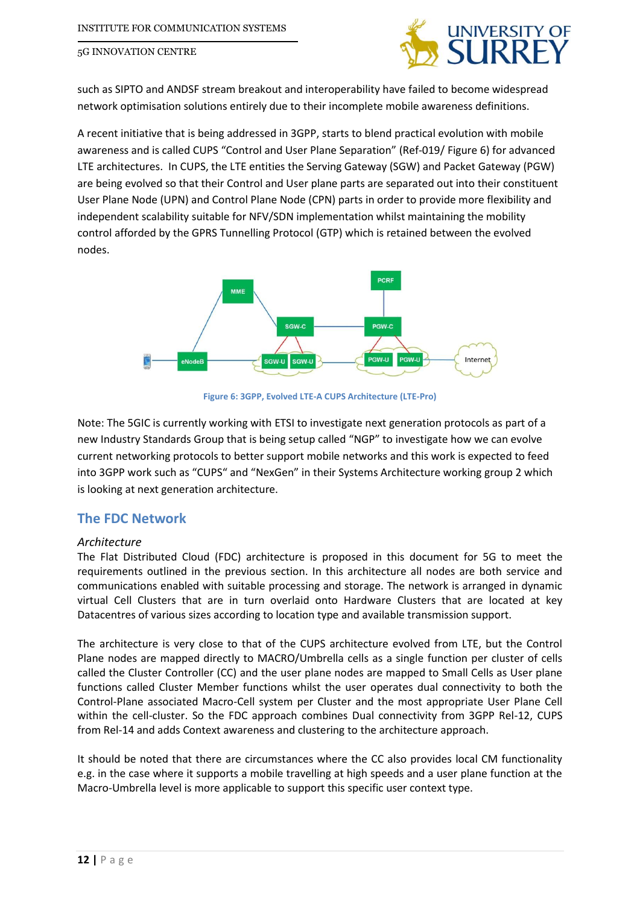such as SIPTO and ANDSF stream breakout and interoperability have failed to become widespread network optimisation solutions entirely due to their incomplete mobile awareness definitions.

A recent initiative that is being addressed in 3GPP, starts to blend practical evolution with mobile awareness and is called CUPS "Control and User Plane Separation" (Ref-019/ Figure 6) for advanced LTE architectures. In CUPS, the LTE entities the Serving Gateway (SGW) and Packet Gateway (PGW) are being evolved so that their Control and User plane parts are separated out into their constituent User Plane Node (UPN) and Control Plane Node (CPN) parts in order to provide more flexibility and independent scalability suitable for NFV/SDN implementation whilst maintaining the mobility control afforded by the GPRS Tunnelling Protocol (GTP) which is retained between the evolved nodes.

Figure 6: 3GPP, Evolved LTE-A CUPS Architecture (LTE-Pro)

Note: The 5GIC is currently working with ETSI to investigate next generation protocols as part of a new Industry Standards Group that is being setup called "NGP" to investigate how we can evolve current networking protocols to better support mobile networks and this work is expected to feed into 3GPP work such as "CUPS" and "NexGen" in their Systems Architecture working group 2 which is looking at next generation architecture.

## The FDC Network

*Architecture*

The Flat Distributed Cloud (FDC) architecture is proposed in this document for 5G to meet the requirements outlined in the previous section. In this architecture all nodes are both service and communications enabled with suitable processing and storage. The network is arranged in dynamic virtual Cell Clusters that are in turn overlaid onto Hardware Clusters that are located at key Datacentres of various sizes according to location type and available transmission support.

The architecture is very close to that of the CUPS architecture evolved from LTE, but the Control Plane nodes are mapped directly to MACRO/Umbrella cells as a single function per cluster of cells called the Cluster Controller (CC) and the user plane nodes are mapped to Small Cells as User plane functions called Cluster Member functions whilst the user operates dual connectivity to both the Control-Plane associated Macro-Cell system per Cluster and the most appropriate User Plane Cell within the cell-cluster. So the FDC approach combines Dual connectivity from 3GPP Rel-12, CUPS from Rel-14 and adds Context awareness and clustering to the architecture approach.

It should be noted that there are circumstances where the CC also provides local CM functionality e.g. in the case where it supports a mobile travelling at high speeds and a user plane function at the Macro-Umbrella level is more applicable to support this specific user context type.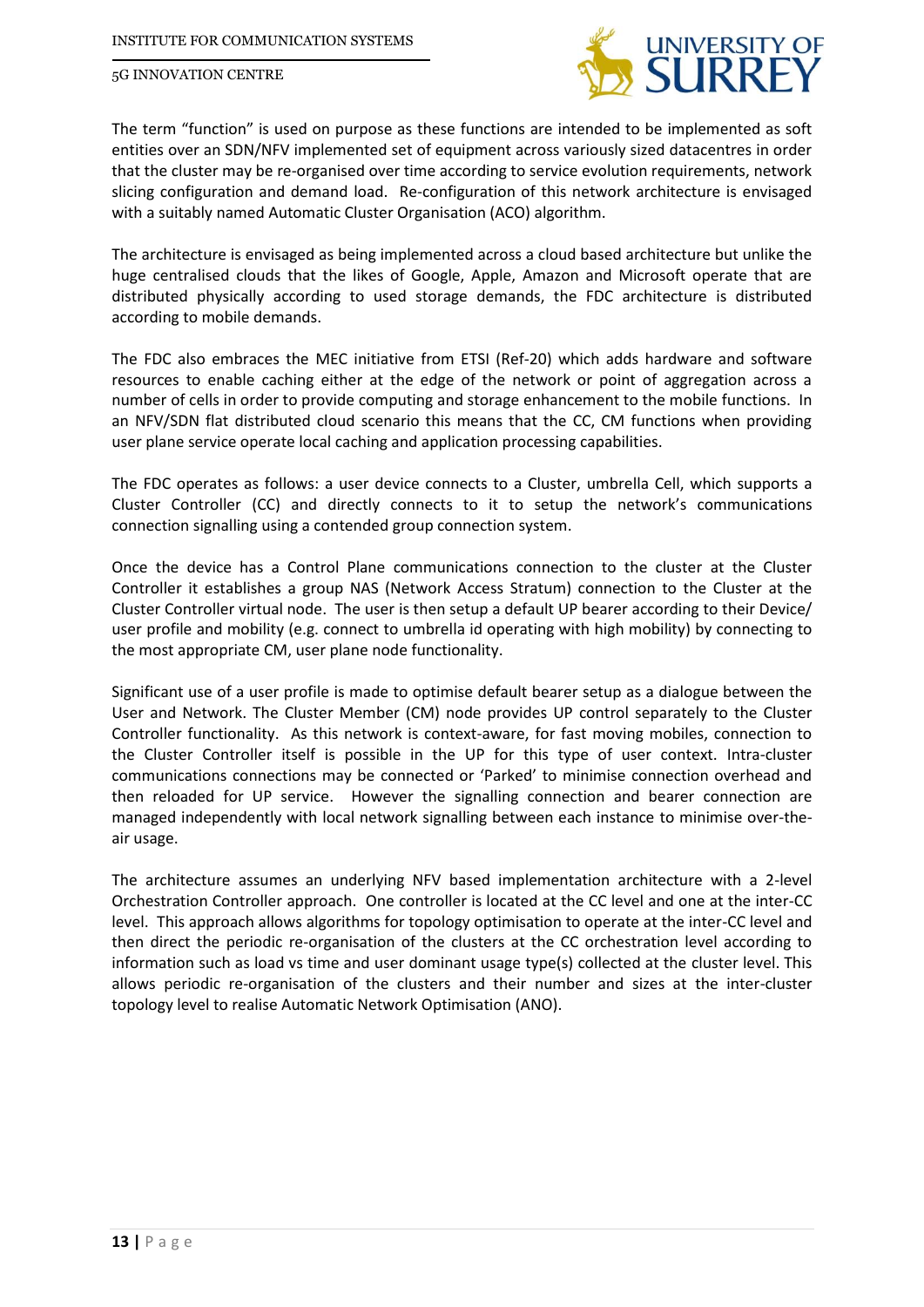The term "function" is used on purpose as these functions are intended to be implemented as soft entities over an SDN/NFV implemented set of equipment across variously sized datacentres in order that the cluster may be re-organised over time according to service evolution requirements, network slicing configuration and demand load. Re-configuration of this network architecture is envisaged with a suitably named Automatic Cluster Organisation (ACO) algorithm.

The architecture is envisaged as being implemented across a cloud based architecture but unlike the huge centralised clouds that the likes of Google, Apple, Amazon and Microsoft operate that are distributed physically according to used storage demands, the FDC architecture is distributed according to mobile demands.

The FDC also embraces the MEC initiative from ETSI (Ref-20) which adds hardware and software resources to enable caching either at the edge of the network or point of aggregation across a number of cells in order to provide computing and storage enhancement to the mobile functions. In an NFV/SDN flat distributed cloud scenario this means that the CC, CM functions when providing user plane service operate local caching and application processing capabilities.

The FDC operates as follows: a user device connects to a Cluster, umbrella Cell, which supports a Cluster Controller (CC) and directly connects to it to setup the network's communications connection signalling using a contended group connection system.

Once the device has a Control Plane communications connection to the cluster at the Cluster Controller it establishes a group NAS (Network Access Stratum) connection to the Cluster at the Cluster Controller virtual node. The user is then setup a default UP bearer according to their Device/ user profile and mobility (e.g. connect to umbrella id operating with high mobility) by connecting to the most appropriate CM, user plane node functionality.

Significant use of a user profile is made to optimise default bearer setup as a dialogue between the User and Network. The Cluster Member (CM) node provides UP control separately to the Cluster Controller functionality. As this network is context-aware, for fast moving mobiles, connection to the Cluster Controller itself is possible in the UP for this type of user context. Intra-cluster communications connections may be connected or 'Parked' to minimise connection overhead and then reloaded for UP service. However the signalling connection and bearer connection are managed independently with local network signalling between each instance to minimise over-the-air usage.

The architecture assumes an underlying NFV based implementation architecture with a 2-level Orchestration Controller approach. One controller is located at the CC level and one at the inter-CC level. This approach allows algorithms for topology optimisation to operate at the inter-CC level and then direct the periodic re-organisation of the clusters at the CC orchestration level according to information such as load vs time and user dominant usage type(s) collected at the cluster level. This allows periodic re-organisation of the clusters and their number and sizes at the inter-cluster topology level to realise Automatic Network Optimisation (ANO).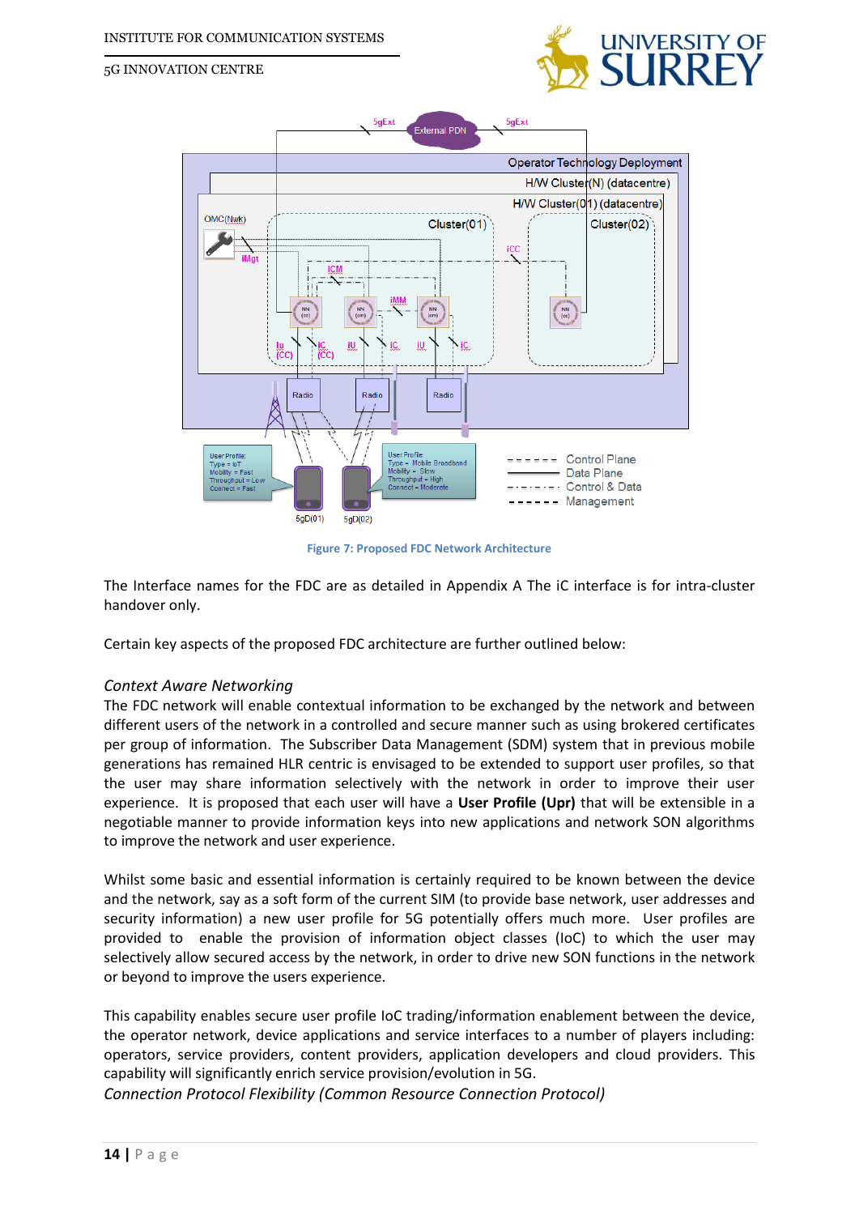Figure 7: Proposed FDC Network Architecture

The Interface names for the FDC are as detailed in Appendix A The iC interface is for intra-cluster handover only.

Certain key aspects of the proposed FDC architecture are further outlined below:

*Context Aware Networking*

The FDC network will enable contextual information to be exchanged by the network and between different users of the network in a controlled and secure manner such as using brokered certificates per group of information. The Subscriber Data Management (SDM) system that in previous mobile generations has remained HLR centric is envisaged to be extended to support user profiles, so that the user may share information selectively with the network in order to improve their user experience. It is proposed that each user will have a **User Profile (Upr)** that will be extensible in a negotiable manner to provide information keys into new applications and network SON algorithms to improve the network and user experience.

Whilst some basic and essential information is certainly required to be known between the device and the network, say as a soft form of the current SIM (to provide base network, user addresses and security information) a new user profile for 5G potentially offers much more. User profiles are provided to enable the provision of information object classes (IoC) to which the user may selectively allow secured access by the network, in order to drive new SON functions in the network or beyond to improve the users experience.

This capability enables secure user profile IoC trading/information enablement between the device, the operator network, device applications and service interfaces to a number of players including: operators, service providers, content providers, application developers and cloud providers. This capability will significantly enrich service provision/evolution in 5G.

*Connection Protocol Flexibility (Common Resource Connection Protocol)*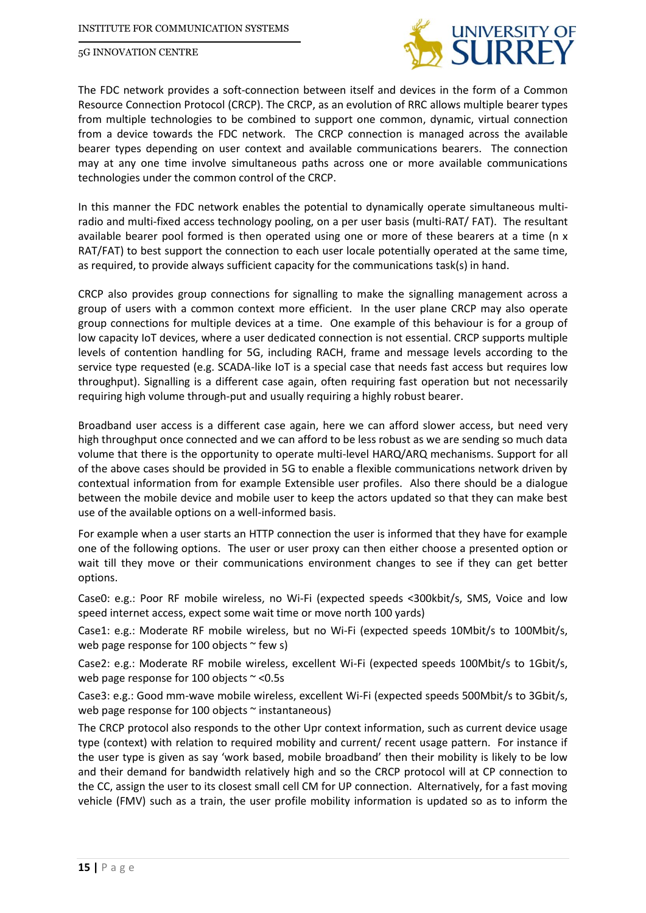The FDC network provides a soft-connection between itself and devices in the form of a Common Resource Connection Protocol (CRCP). The CRCP, as an evolution of RRC allows multiple bearer types from multiple technologies to be combined to support one common, dynamic, virtual connection from a device towards the FDC network. The CRCP connection is managed across the available bearer types depending on user context and available communications bearers. The connection may at any one time involve simultaneous paths across one or more available communications technologies under the common control of the CRCP.

In this manner the FDC network enables the potential to dynamically operate simultaneous multi-radio and multi-fixed access technology pooling, on a per user basis (multi-RAT/ FAT). The resultant available bearer pool formed is then operated using one or more of these bearers at a time (n x RAT/FAT) to best support the connection to each user locale potentially operated at the same time, as required, to provide always sufficient capacity for the communications task(s) in hand.

CRCP also provides group connections for signalling to make the signalling management across a group of users with a common context more efficient. In the user plane CRCP may also operate group connections for multiple devices at a time. One example of this behaviour is for a group of low capacity IoT devices, where a user dedicated connection is not essential. CRCP supports multiple levels of contention handling for 5G, including RACH, frame and message levels according to the service type requested (e.g. SCADA-like IoT is a special case that needs fast access but requires low throughput). Signalling is a different case again, often requiring fast operation but not necessarily requiring high volume through-put and usually requiring a highly robust bearer.

Broadband user access is a different case again, here we can afford slower access, but need very high throughput once connected and we can afford to be less robust as we are sending so much data volume that there is the opportunity to operate multi-level HARQ/ARQ mechanisms. Support for all of the above cases should be provided in 5G to enable a flexible communications network driven by contextual information from for example Extensible user profiles. Also there should be a dialogue between the mobile device and mobile user to keep the actors updated so that they can make best use of the available options on a well-informed basis.

For example when a user starts an HTTP connection the user is informed that they have for example one of the following options. The user or user proxy can then either choose a presented option or wait till they move or their communications environment changes to see if they can get better options.

Case0: e.g.: Poor RF mobile wireless, no Wi-Fi (expected speeds <300kbit/s, SMS, Voice and low speed internet access, expect some wait time or move north 100 yards)

Case1: e.g.: Moderate RF mobile wireless, but no Wi-Fi (expected speeds 10Mbit/s to 100Mbit/s, web page response for 100 objects ~ few s)

Case2: e.g.: Moderate RF mobile wireless, excellent Wi-Fi (expected speeds 100Mbit/s to 1Gbit/s, web page response for 100 objects ~ <0.5s

Case3: e.g.: Good mm-wave mobile wireless, excellent Wi-Fi (expected speeds 500Mbit/s to 3Gbit/s, web page response for 100 objects ~ instantaneous)

The CRCP protocol also responds to the other Upr context information, such as current device usage type (context) with relation to required mobility and current/ recent usage pattern. For instance if the user type is given as say 'work based, mobile broadband' then their mobility is likely to be low and their demand for bandwidth relatively high and so the CRCP protocol will at CP connection to the CC, assign the user to its closest small cell CM for UP connection. Alternatively, for a fast moving vehicle (FMV) such as a train, the user profile mobility information is updated so as to inform the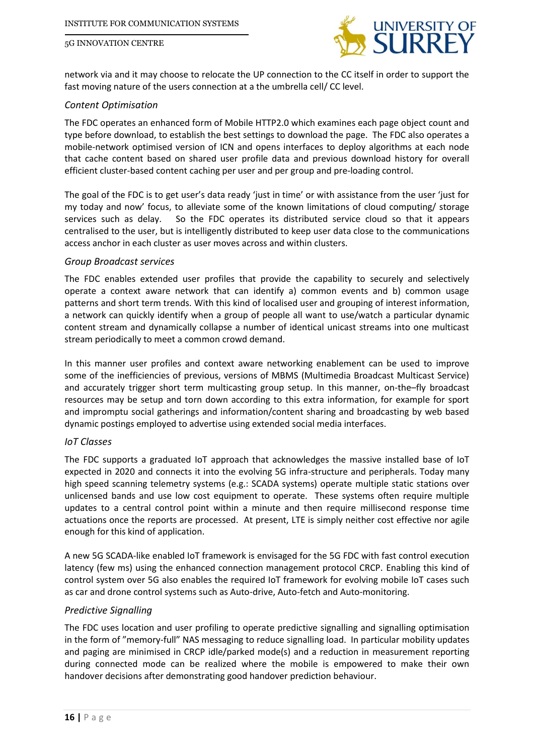network via and it may choose to relocate the UP connection to the CC itself in order to support the fast moving nature of the users connection at a the umbrella cell/ CC level.

*Content Optimisation*

The FDC operates an enhanced form of Mobile HTTP2.0 which examines each page object count and type before download, to establish the best settings to download the page. The FDC also operates a mobile-network optimised version of ICN and opens interfaces to deploy algorithms at each node that cache content based on shared user profile data and previous download history for overall efficient cluster-based content caching per user and per group and pre-loading control.

The goal of the FDC is to get user's data ready 'just in time' or with assistance from the user 'just for my today and now' focus, to alleviate some of the known limitations of cloud computing/ storage services such as delay. So the FDC operates its distributed service cloud so that it appears centralised to the user, but is intelligently distributed to keep user data close to the communications access anchor in each cluster as user moves across and within clusters.

*Group Broadcast services*

The FDC enables extended user profiles that provide the capability to securely and selectively operate a context aware network that can identify a) common events and b) common usage patterns and short term trends. With this kind of localised user and grouping of interest information, a network can quickly identify when a group of people all want to use/watch a particular dynamic content stream and dynamically collapse a number of identical unicast streams into one multicast stream periodically to meet a common crowd demand.

In this manner user profiles and context aware networking enablement can be used to improve some of the inefficiencies of previous, versions of MBMS (Multimedia Broadcast Multicast Service) and accurately trigger short term multicasting group setup. In this manner, on-the–fly broadcast resources may be setup and torn down according to this extra information, for example for sport and impromptu social gatherings and information/content sharing and broadcasting by web based dynamic postings employed to advertise using extended social media interfaces.

*IoT Classes*

The FDC supports a graduated IoT approach that acknowledges the massive installed base of IoT expected in 2020 and connects it into the evolving 5G infra-structure and peripherals. Today many high speed scanning telemetry systems (e.g.: SCADA systems) operate multiple static stations over unlicensed bands and use low cost equipment to operate. These systems often require multiple updates to a central control point within a minute and then require millisecond response time actuations once the reports are processed. At present, LTE is simply neither cost effective nor agile enough for this kind of application.

A new 5G SCADA-like enabled IoT framework is envisaged for the 5G FDC with fast control execution latency (few ms) using the enhanced connection management protocol CRCP. Enabling this kind of control system over 5G also enables the required IoT framework for evolving mobile IoT cases such as car and drone control systems such as Auto-drive, Auto-fetch and Auto-monitoring.

*Predictive Signalling*

The FDC uses location and user profiling to operate predictive signalling and signalling optimisation in the form of "memory-full" NAS messaging to reduce signalling load. In particular mobility updates and paging are minimised in CRCP idle/parked mode(s) and a reduction in measurement reporting during connected mode can be realized where the mobile is empowered to make their own handover decisions after demonstrating good handover prediction behaviour.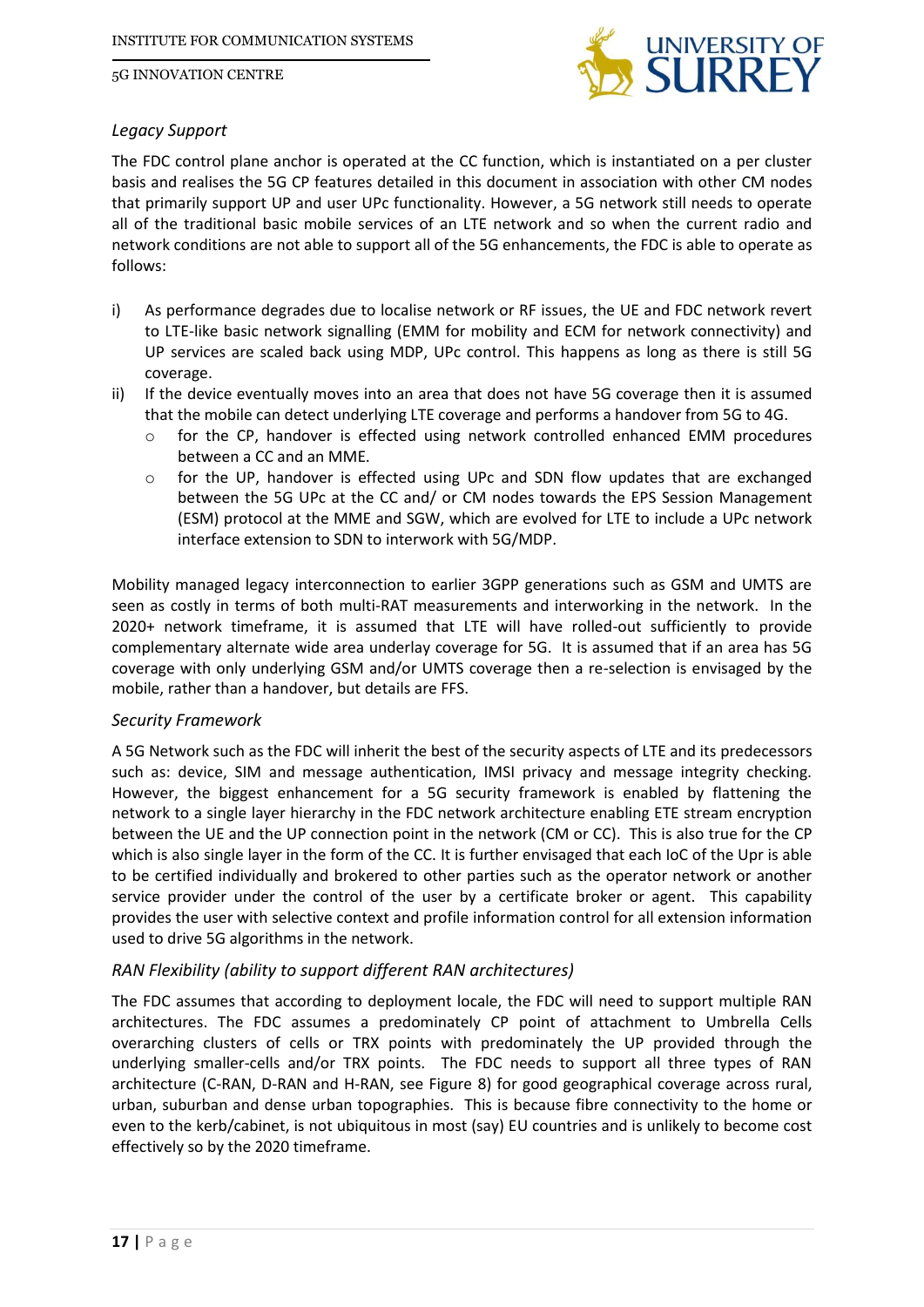*Legacy Support*

The FDC control plane anchor is operated at the CC function, which is instantiated on a per cluster basis and realises the 5G CP features detailed in this document in association with other CM nodes that primarily support UP and user UPc functionality. However, a 5G network still needs to operate all of the traditional basic mobile services of an LTE network and so when the current radio and network conditions are not able to support all of the 5G enhancements, the FDC is able to operate as follows:

i) As performance degrades due to localise network or RF issues, the UE and FDC network revert to LTE-like basic network signalling (EMM for mobility and ECM for network connectivity) and UP services are scaled back using MDP, UPc control. This happens as long as there is still 5G coverage.
ii) If the device eventually moves into an area that does not have 5G coverage then it is assumed that the mobile can detect underlying LTE coverage and performs a handover from 5G to 4G.
    - for the CP, handover is effected using network controlled enhanced EMM procedures between a CC and an MME.
    - for the UP, handover is effected using UPc and SDN flow updates that are exchanged between the 5G UPc at the CC and/ or CM nodes towards the EPS Session Management (ESM) protocol at the MME and SGW, which are evolved for LTE to include a UPc network interface extension to SDN to interwork with 5G/MDP.

Mobility managed legacy interconnection to earlier 3GPP generations such as GSM and UMTS are seen as costly in terms of both multi-RAT measurements and interworking in the network. In the 2020+ network timeframe, it is assumed that LTE will have rolled-out sufficiently to provide complementary alternate wide area underlay coverage for 5G. It is assumed that if an area has 5G coverage with only underlying GSM and/or UMTS coverage then a re-selection is envisaged by the mobile, rather than a handover, but details are FFS.

*Security Framework*

A 5G Network such as the FDC will inherit the best of the security aspects of LTE and its predecessors such as: device, SIM and message authentication, IMSI privacy and message integrity checking. However, the biggest enhancement for a 5G security framework is enabled by flattening the network to a single layer hierarchy in the FDC network architecture enabling ETE stream encryption between the UE and the UP connection point in the network (CM or CC). This is also true for the CP which is also single layer in the form of the CC. It is further envisaged that each IoC of the Upr is able to be certified individually and brokered to other parties such as the operator network or another service provider under the control of the user by a certificate broker or agent. This capability provides the user with selective context and profile information control for all extension information used to drive 5G algorithms in the network.

*RAN Flexibility (ability to support different RAN architectures)*

The FDC assumes that according to deployment locale, the FDC will need to support multiple RAN architectures. The FDC assumes a predominately CP point of attachment to Umbrella Cells overarching clusters of cells or TRX points with predominately the UP provided through the underlying smaller-cells and/or TRX points. The FDC needs to support all three types of RAN architecture (C-RAN, D-RAN and H-RAN, see Figure 8) for good geographical coverage across rural, urban, suburban and dense urban topographies. This is because fibre connectivity to the home or even to the kerb/cabinet, is not ubiquitous in most (say) EU countries and is unlikely to become cost effectively so by the 2020 timeframe.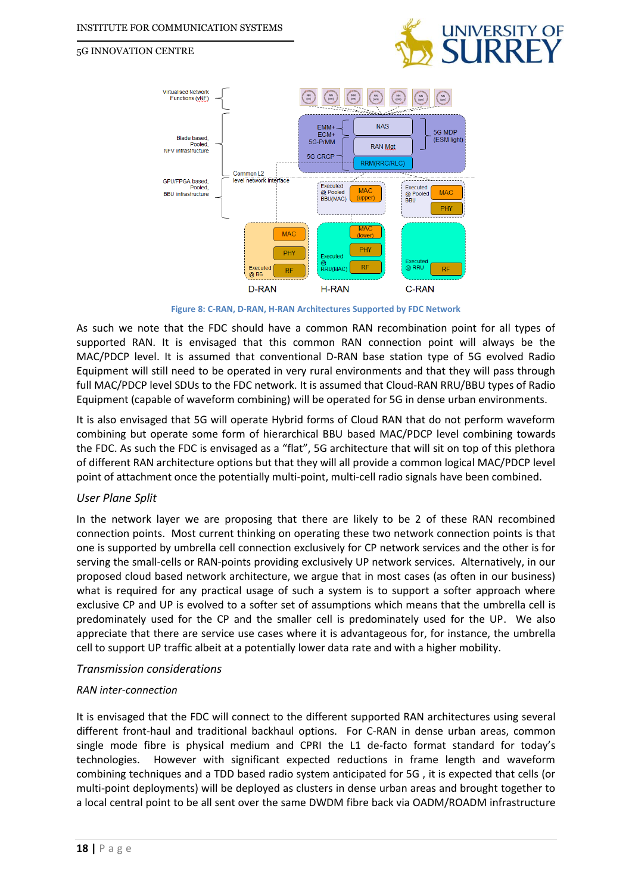Figure 8: C-RAN, D-RAN, H-RAN Architectures Supported by FDC Network

As such we note that the FDC should have a common RAN recombination point for all types of supported RAN. It is envisaged that this common RAN connection point will always be the MAC/PDCP level. It is assumed that conventional D-RAN base station type of 5G evolved Radio Equipment will still need to be operated in very rural environments and that they will pass through full MAC/PDCP level SDUs to the FDC network. It is assumed that Cloud-RAN RRU/BBU types of Radio Equipment (capable of waveform combining) will be operated for 5G in dense urban environments.

It is also envisaged that 5G will operate Hybrid forms of Cloud RAN that do not perform waveform combining but operate some form of hierarchical BBU based MAC/PDCP level combining towards the FDC. As such the FDC is envisaged as a "flat", 5G architecture that will sit on top of this plethora of different RAN architecture options but that they will all provide a common logical MAC/PDCP level point of attachment once the potentially multi-point, multi-cell radio signals have been combined.

### *User Plane Split*

In the network layer we are proposing that there are likely to be 2 of these RAN recombined connection points. Most current thinking on operating these two network connection points is that one is supported by umbrella cell connection exclusively for CP network services and the other is for serving the small-cells or RAN-points providing exclusively UP network services. Alternatively, in our proposed cloud based network architecture, we argue that in most cases (as often in our business) what is required for any practical usage of such a system is to support a softer approach where exclusive CP and UP is evolved to a softer set of assumptions which means that the umbrella cell is predominately used for the CP and the smaller cell is predominately used for the UP. We also appreciate that there are service use cases where it is advantageous for, for instance, the umbrella cell to support UP traffic albeit at a potentially lower data rate and with a higher mobility.

### *Transmission considerations*

#### *RAN inter-connection*

It is envisaged that the FDC will connect to the different supported RAN architectures using several different front-haul and traditional backhaul options. For C-RAN in dense urban areas, common single mode fibre is physical medium and CPRI the L1 de-facto format standard for today's technologies. However with significant expected reductions in frame length and waveform combining techniques and a TDD based radio system anticipated for 5G , it is expected that cells (or multi-point deployments) will be deployed as clusters in dense urban areas and brought together to a local central point to be all sent over the same DWDM fibre back via OADM/ROADM infrastructure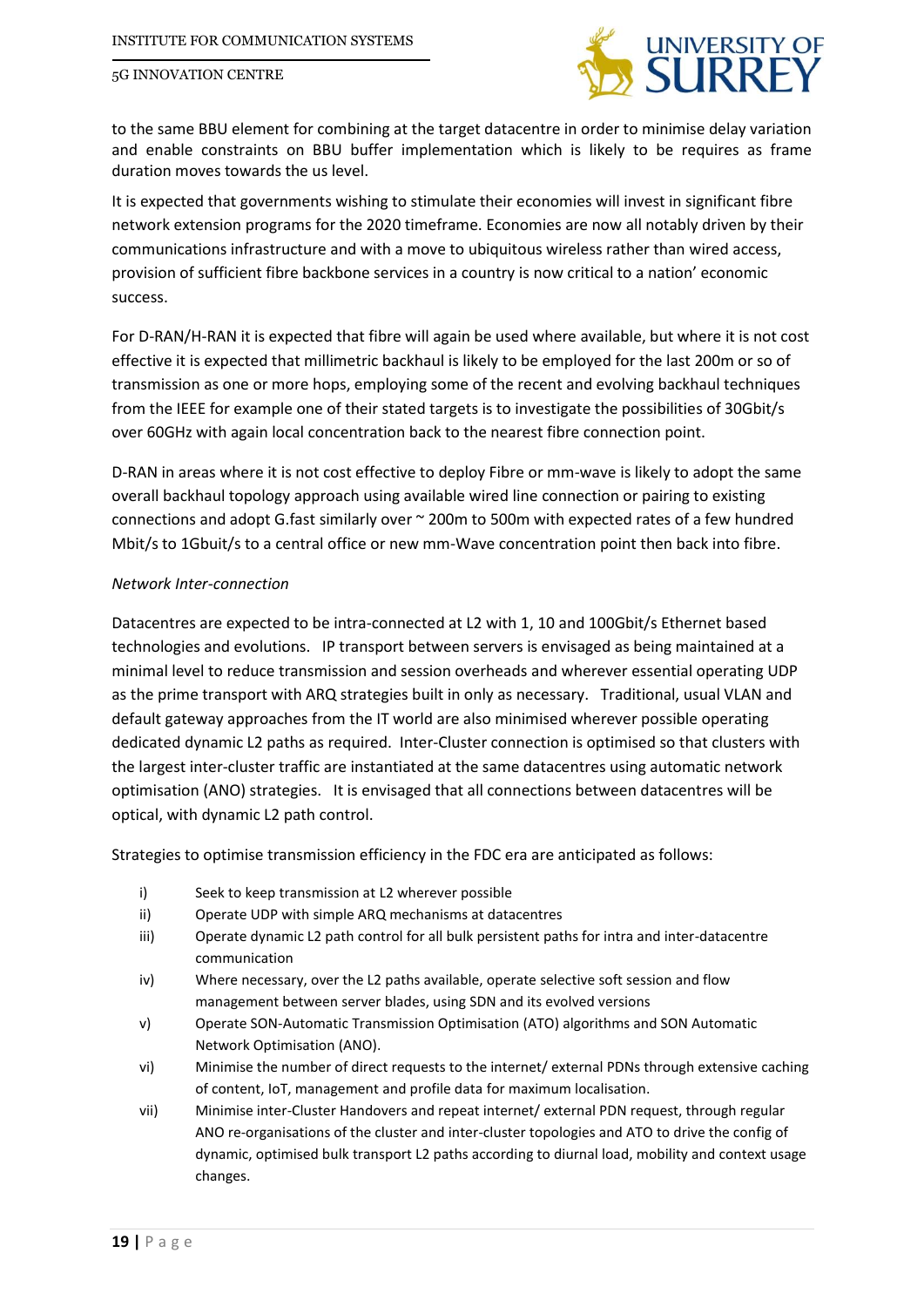to the same BBU element for combining at the target datacentre in order to minimise delay variation and enable constraints on BBU buffer implementation which is likely to be requires as frame duration moves towards the us level.

It is expected that governments wishing to stimulate their economies will invest in significant fibre network extension programs for the 2020 timeframe. Economies are now all notably driven by their communications infrastructure and with a move to ubiquitous wireless rather than wired access, provision of sufficient fibre backbone services in a country is now critical to a nation' economic success.

For D-RAN/H-RAN it is expected that fibre will again be used where available, but where it is not cost effective it is expected that millimetric backhaul is likely to be employed for the last 200m or so of transmission as one or more hops, employing some of the recent and evolving backhaul techniques from the IEEE for example one of their stated targets is to investigate the possibilities of 30Gbit/s over 60GHz with again local concentration back to the nearest fibre connection point.

D-RAN in areas where it is not cost effective to deploy Fibre or mm-wave is likely to adopt the same overall backhaul topology approach using available wired line connection or pairing to existing connections and adopt G.fast similarly over ~ 200m to 500m with expected rates of a few hundred Mbit/s to 1Gbuit/s to a central office or new mm-Wave concentration point then back into fibre.

*Network Inter-connection*

Datacentres are expected to be intra-connected at L2 with 1, 10 and 100Gbit/s Ethernet based technologies and evolutions. IP transport between servers is envisaged as being maintained at a minimal level to reduce transmission and session overheads and wherever essential operating UDP as the prime transport with ARQ strategies built in only as necessary. Traditional, usual VLAN and default gateway approaches from the IT world are also minimised wherever possible operating dedicated dynamic L2 paths as required. Inter-Cluster connection is optimised so that clusters with the largest inter-cluster traffic are instantiated at the same datacentres using automatic network optimisation (ANO) strategies. It is envisaged that all connections between datacentres will be optical, with dynamic L2 path control.

Strategies to optimise transmission efficiency in the FDC era are anticipated as follows:

i) Seek to keep transmission at L2 wherever possible
ii) Operate UDP with simple ARQ mechanisms at datacentres
iii) Operate dynamic L2 path control for all bulk persistent paths for intra and inter-datacentre communication
iv) Where necessary, over the L2 paths available, operate selective soft session and flow management between server blades, using SDN and its evolved versions
v) Operate SON-Automatic Transmission Optimisation (ATO) algorithms and SON Automatic Network Optimisation (ANO).
vi) Minimise the number of direct requests to the internet/ external PDNs through extensive caching of content, IoT, management and profile data for maximum localisation.
vii) Minimise inter-Cluster Handovers and repeat internet/ external PDN request, through regular ANO re-organisations of the cluster and inter-cluster topologies and ATO to drive the config of dynamic, optimised bulk transport L2 paths according to diurnal load, mobility and context usage changes.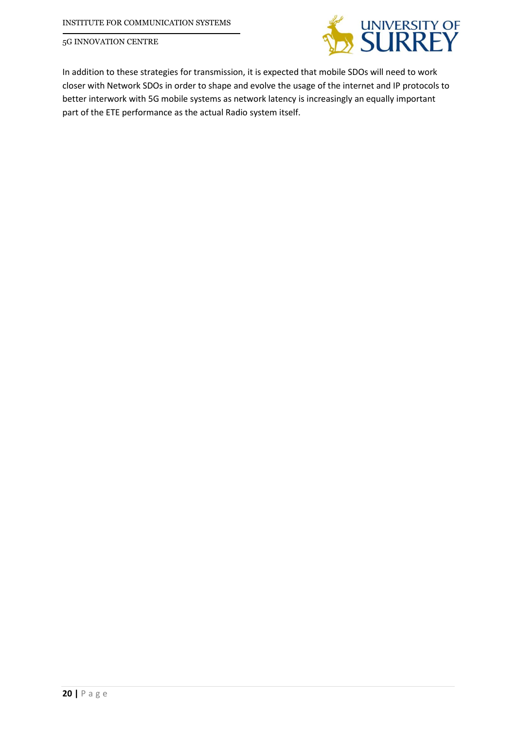In addition to these strategies for transmission, it is expected that mobile SDOs will need to work closer with Network SDOs in order to shape and evolve the usage of the internet and IP protocols to better interwork with 5G mobile systems as network latency is increasingly an equally important part of the ETE performance as the actual Radio system itself.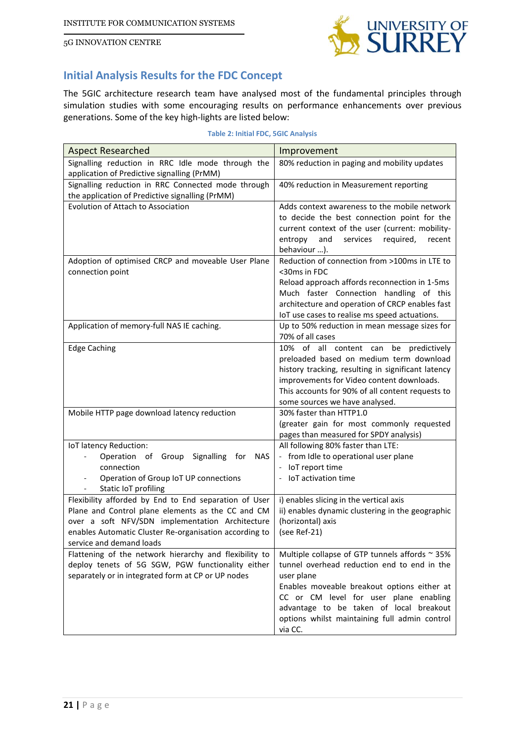## Initial Analysis Results for the FDC Concept

The 5GIC architecture research team have analysed most of the fundamental principles through simulation studies with some encouraging results on performance enhancements over previous generations. Some of the key high-lights are listed below:

**Table 2: Initial FDC, 5GIC Analysis**

| Aspect Researched | Improvement |
|---|---|
| Signalling reduction in RRC Idle mode through the application of Predictive signalling (PrMM) | 80% reduction in paging and mobility updates |
| Signalling reduction in RRC Connected mode through the application of Predictive signalling (PrMM) | 40% reduction in Measurement reporting |
| Evolution of Attach to Association | Adds context awareness to the mobile network to decide the best connection point for the current context of the user (current: mobility-entropy and services required, recent behaviour …). |
| Adoption of optimised CRCP and moveable User Plane connection point | Reduction of connection from >100ms in LTE to <30ms in FDC<br>Reload approach affords reconnection in 1-5ms<br>Much faster Connection handling of this architecture and operation of CRCP enables fast IoT use cases to realise ms speed actuations. |
| Application of memory-full NAS IE caching. | Up to 50% reduction in mean message sizes for 70% of all cases |
| Edge Caching | 10% of all content can be predictively preloaded based on medium term download history tracking, resulting in significant latency improvements for Video content downloads.<br>This accounts for 90% of all content requests to some sources we have analysed. |
| Mobile HTTP page download latency reduction | 30% faster than HTTP1.0<br>(greater gain for most commonly requested pages than measured for SPDY analysis) |
| IoT latency Reduction:<br>- Operation of Group Signalling for NAS connection<br>- Operation of Group IoT UP connections<br>- Static IoT profiling | All following 80% faster than LTE:<br>- from Idle to operational user plane<br>- IoT report time<br>- IoT activation time |
| Flexibility afforded by End to End separation of User Plane and Control plane elements as the CC and CM over a soft NFV/SDN implementation Architecture enables Automatic Cluster Re-organisation according to service and demand loads | i) enables slicing in the vertical axis<br>ii) enables dynamic clustering in the geographic (horizontal) axis<br>(see Ref-21) |
| Flattening of the network hierarchy and flexibility to deploy tenets of 5G SGW, PGW functionality either separately or in integrated form at CP or UP nodes | Multiple collapse of GTP tunnels affords ~ 35% tunnel overhead reduction end to end in the user plane<br>Enables moveable breakout options either at CC or CM level for user plane enabling advantage to be taken of local breakout options whilst maintaining full admin control via CC. |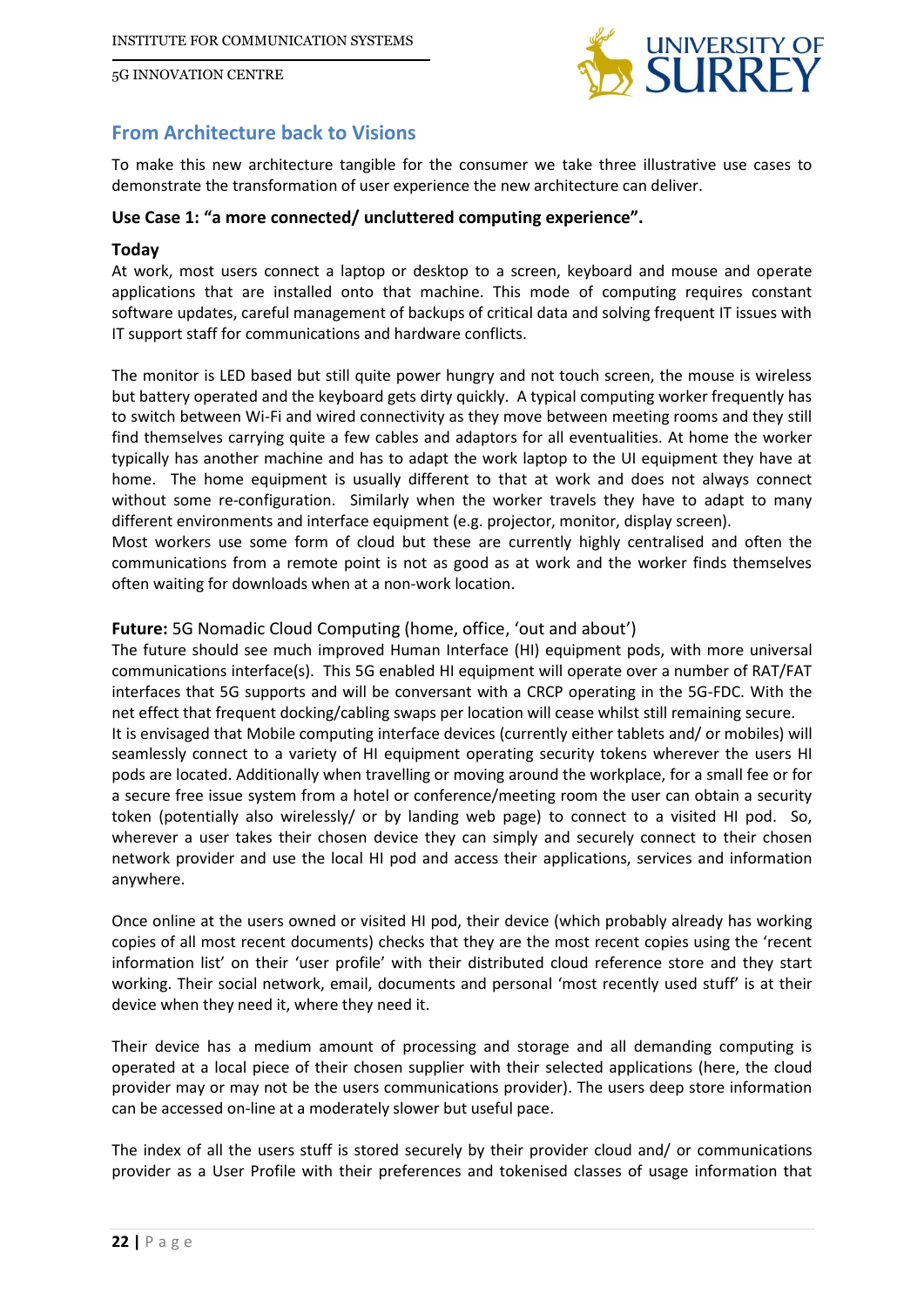## From Architecture back to Visions

To make this new architecture tangible for the consumer we take three illustrative use cases to demonstrate the transformation of user experience the new architecture can deliver.

### Use Case 1: "a more connected/ uncluttered computing experience".

**Today**

At work, most users connect a laptop or desktop to a screen, keyboard and mouse and operate applications that are installed onto that machine. This mode of computing requires constant software updates, careful management of backups of critical data and solving frequent IT issues with IT support staff for communications and hardware conflicts.

The monitor is LED based but still quite power hungry and not touch screen, the mouse is wireless but battery operated and the keyboard gets dirty quickly. A typical computing worker frequently has to switch between Wi-Fi and wired connectivity as they move between meeting rooms and they still find themselves carrying quite a few cables and adaptors for all eventualities. At home the worker typically has another machine and has to adapt the work laptop to the UI equipment they have at home. The home equipment is usually different to that at work and does not always connect without some re-configuration. Similarly when the worker travels they have to adapt to many different environments and interface equipment (e.g. projector, monitor, display screen).
Most workers use some form of cloud but these are currently highly centralised and often the communications from a remote point is not as good as at work and the worker finds themselves often waiting for downloads when at a non-work location.

**Future:** 5G Nomadic Cloud Computing (home, office, 'out and about')

The future should see much improved Human Interface (HI) equipment pods, with more universal communications interface(s). This 5G enabled HI equipment will operate over a number of RAT/FAT interfaces that 5G supports and will be conversant with a CRCP operating in the 5G-FDC. With the net effect that frequent docking/cabling swaps per location will cease whilst still remaining secure.
It is envisaged that Mobile computing interface devices (currently either tablets and/ or mobiles) will seamlessly connect to a variety of HI equipment operating security tokens wherever the users HI pods are located. Additionally when travelling or moving around the workplace, for a small fee or for a secure free issue system from a hotel or conference/meeting room the user can obtain a security token (potentially also wirelessly/ or by landing web page) to connect to a visited HI pod. So, wherever a user takes their chosen device they can simply and securely connect to their chosen network provider and use the local HI pod and access their applications, services and information anywhere.

Once online at the users owned or visited HI pod, their device (which probably already has working copies of all most recent documents) checks that they are the most recent copies using the 'recent information list' on their 'user profile' with their distributed cloud reference store and they start working. Their social network, email, documents and personal 'most recently used stuff' is at their device when they need it, where they need it.

Their device has a medium amount of processing and storage and all demanding computing is operated at a local piece of their chosen supplier with their selected applications (here, the cloud provider may or may not be the users communications provider). The users deep store information can be accessed on-line at a moderately slower but useful pace.

The index of all the users stuff is stored securely by their provider cloud and/ or communications provider as a User Profile with their preferences and tokenised classes of usage information that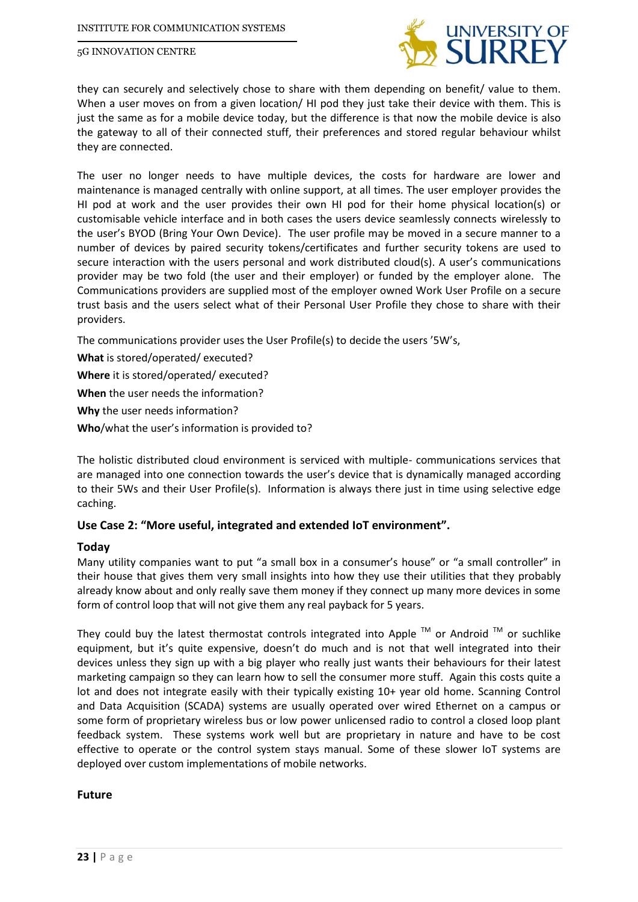they can securely and selectively chose to share with them depending on benefit/ value to them. When a user moves on from a given location/ HI pod they just take their device with them. This is just the same as for a mobile device today, but the difference is that now the mobile device is also the gateway to all of their connected stuff, their preferences and stored regular behaviour whilst they are connected.

The user no longer needs to have multiple devices, the costs for hardware are lower and maintenance is managed centrally with online support, at all times. The user employer provides the HI pod at work and the user provides their own HI pod for their home physical location(s) or customisable vehicle interface and in both cases the users device seamlessly connects wirelessly to the user's BYOD (Bring Your Own Device). The user profile may be moved in a secure manner to a number of devices by paired security tokens/certificates and further security tokens are used to secure interaction with the users personal and work distributed cloud(s). A user's communications provider may be two fold (the user and their employer) or funded by the employer alone. The Communications providers are supplied most of the employer owned Work User Profile on a secure trust basis and the users select what of their Personal User Profile they chose to share with their providers.

The communications provider uses the User Profile(s) to decide the users '5W's,

**What** is stored/operated/ executed?

**Where** it is stored/operated/ executed?

**When** the user needs the information?

**Why** the user needs information?

**Who**/what the user's information is provided to?

The holistic distributed cloud environment is serviced with multiple- communications services that are managed into one connection towards the user's device that is dynamically managed according to their 5Ws and their User Profile(s). Information is always there just in time using selective edge caching.

### Use Case 2: "More useful, integrated and extended IoT environment".

#### Today

Many utility companies want to put "a small box in a consumer's house" or "a small controller" in their house that gives them very small insights into how they use their utilities that they probably already know about and only really save them money if they connect up many more devices in some form of control loop that will not give them any real payback for 5 years.

They could buy the latest thermostat controls integrated into Apple ™ or Android ™ or suchlike equipment, but it's quite expensive, doesn't do much and is not that well integrated into their devices unless they sign up with a big player who really just wants their behaviours for their latest marketing campaign so they can learn how to sell the consumer more stuff. Again this costs quite a lot and does not integrate easily with their typically existing 10+ year old home. Scanning Control and Data Acquisition (SCADA) systems are usually operated over wired Ethernet on a campus or some form of proprietary wireless bus or low power unlicensed radio to control a closed loop plant feedback system. These systems work well but are proprietary in nature and have to be cost effective to operate or the control system stays manual. Some of these slower IoT systems are deployed over custom implementations of mobile networks.

#### Future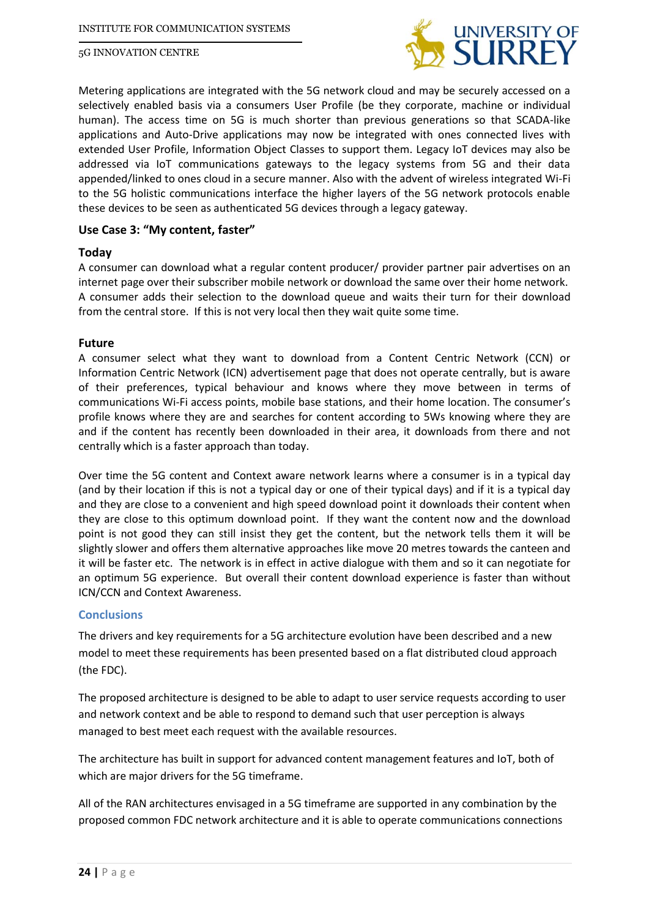Metering applications are integrated with the 5G network cloud and may be securely accessed on a selectively enabled basis via a consumers User Profile (be they corporate, machine or individual human). The access time on 5G is much shorter than previous generations so that SCADA-like applications and Auto-Drive applications may now be integrated with ones connected lives with extended User Profile, Information Object Classes to support them. Legacy IoT devices may also be addressed via IoT communications gateways to the legacy systems from 5G and their data appended/linked to ones cloud in a secure manner. Also with the advent of wireless integrated Wi-Fi to the 5G holistic communications interface the higher layers of the 5G network protocols enable these devices to be seen as authenticated 5G devices through a legacy gateway.

### Use Case 3: "My content, faster"

#### Today

A consumer can download what a regular content producer/ provider partner pair advertises on an internet page over their subscriber mobile network or download the same over their home network. A consumer adds their selection to the download queue and waits their turn for their download from the central store. If this is not very local then they wait quite some time.

#### Future

A consumer select what they want to download from a Content Centric Network (CCN) or Information Centric Network (ICN) advertisement page that does not operate centrally, but is aware of their preferences, typical behaviour and knows where they move between in terms of communications Wi-Fi access points, mobile base stations, and their home location. The consumer's profile knows where they are and searches for content according to 5Ws knowing where they are and if the content has recently been downloaded in their area, it downloads from there and not centrally which is a faster approach than today.

Over time the 5G content and Context aware network learns where a consumer is in a typical day (and by their location if this is not a typical day or one of their typical days) and if it is a typical day and they are close to a convenient and high speed download point it downloads their content when they are close to this optimum download point. If they want the content now and the download point is not good they can still insist they get the content, but the network tells them it will be slightly slower and offers them alternative approaches like move 20 metres towards the canteen and it will be faster etc. The network is in effect in active dialogue with them and so it can negotiate for an optimum 5G experience. But overall their content download experience is faster than without ICN/CCN and Context Awareness.

## Conclusions

The drivers and key requirements for a 5G architecture evolution have been described and a new model to meet these requirements has been presented based on a flat distributed cloud approach (the FDC).

The proposed architecture is designed to be able to adapt to user service requests according to user and network context and be able to respond to demand such that user perception is always managed to best meet each request with the available resources.

The architecture has built in support for advanced content management features and IoT, both of which are major drivers for the 5G timeframe.

All of the RAN architectures envisaged in a 5G timeframe are supported in any combination by the proposed common FDC network architecture and it is able to operate communications connections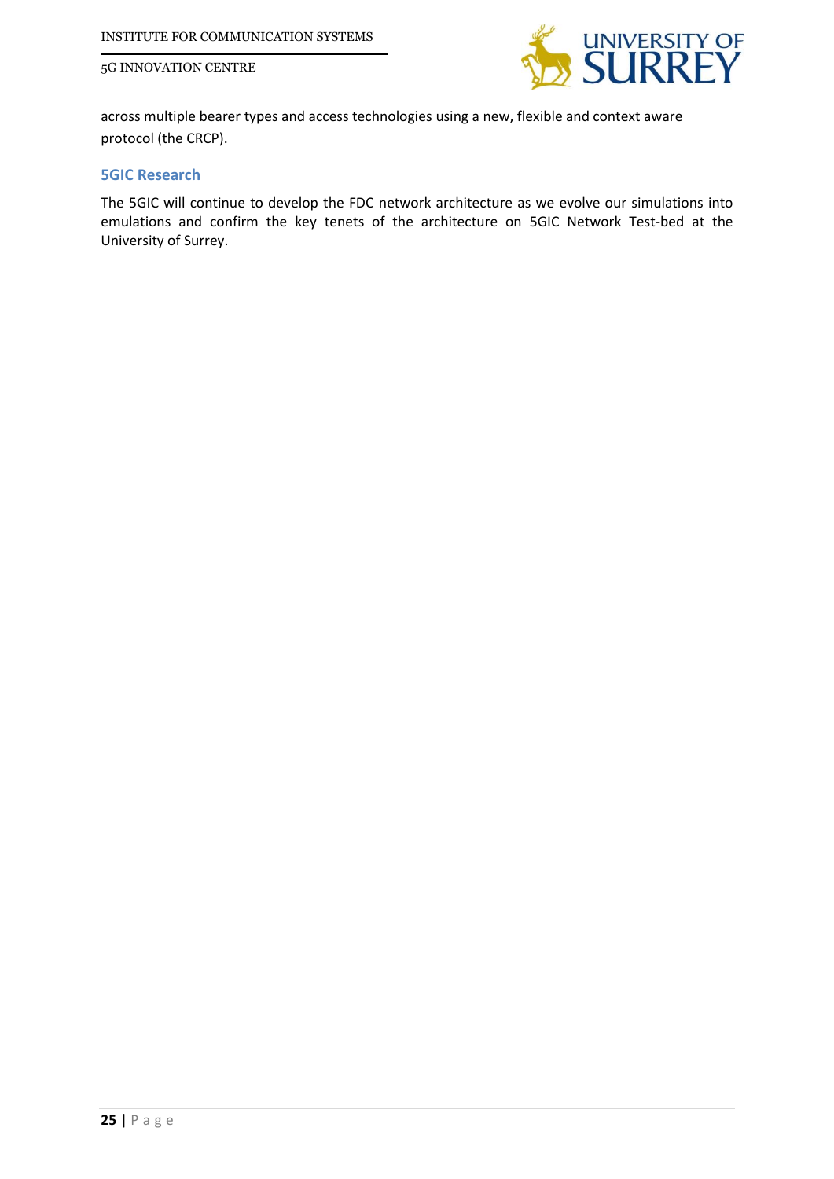across multiple bearer types and access technologies using a new, flexible and context aware protocol (the CRCP).

## 5GIC Research

The 5GIC will continue to develop the FDC network architecture as we evolve our simulations into emulations and confirm the key tenets of the architecture on 5GIC Network Test-bed at the University of Surrey.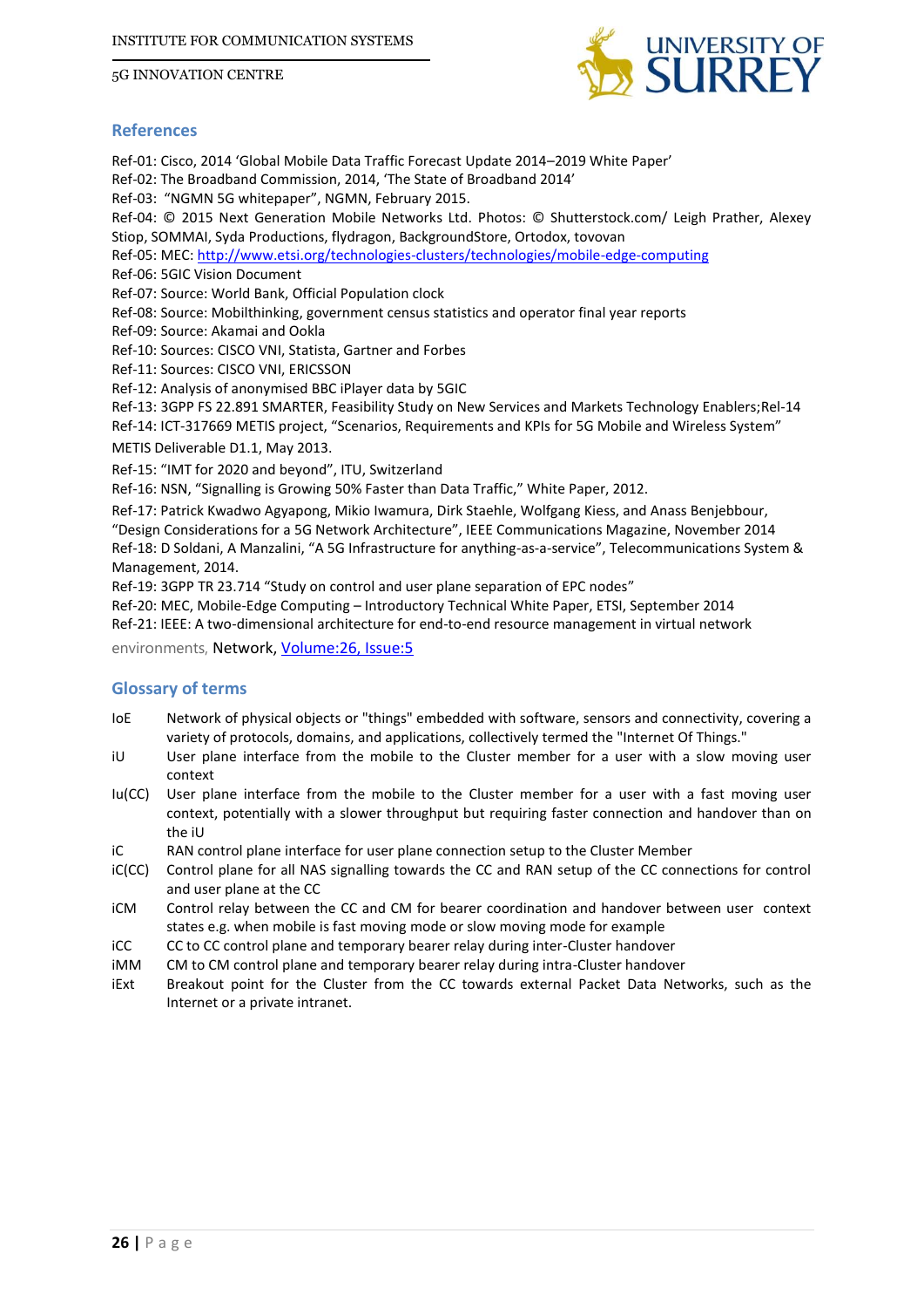## References

Ref-01: Cisco, 2014 'Global Mobile Data Traffic Forecast Update 2014–2019 White Paper'

Ref-02: The Broadband Commission, 2014, 'The State of Broadband 2014'

Ref-03: "NGMN 5G whitepaper", NGMN, February 2015.

Ref-04: © 2015 Next Generation Mobile Networks Ltd. Photos: © Shutterstock.com/ Leigh Prather, Alexey Stiop, SOMMAI, Syda Productions, flydragon, BackgroundStore, Ortodox, tovovan

Ref-05: MEC: http://www.etsi.org/technologies-clusters/technologies/mobile-edge-computing

Ref-06: 5GIC Vision Document

Ref-07: Source: World Bank, Official Population clock

Ref-08: Source: Mobilthinking, government census statistics and operator final year reports

Ref-09: Source: Akamai and Ookla

Ref-10: Sources: CISCO VNI, Statista, Gartner and Forbes

Ref-11: Sources: CISCO VNI, ERICSSON

Ref-12: Analysis of anonymised BBC iPlayer data by 5GIC

Ref-13: 3GPP FS 22.891 SMARTER, Feasibility Study on New Services and Markets Technology Enablers;Rel-14

Ref-14: ICT-317669 METIS project, "Scenarios, Requirements and KPIs for 5G Mobile and Wireless System" METIS Deliverable D1.1, May 2013.

Ref-15: "IMT for 2020 and beyond", ITU, Switzerland

Ref-16: NSN, "Signalling is Growing 50% Faster than Data Traffic," White Paper, 2012.

Ref-17: Patrick Kwadwo Agyapong, Mikio Iwamura, Dirk Staehle, Wolfgang Kiess, and Anass Benjebbour, "Design Considerations for a 5G Network Architecture", IEEE Communications Magazine, November 2014

Ref-18: D Soldani, A Manzalini, "A 5G Infrastructure for anything-as-a-service", Telecommunications System & Management, 2014.

Ref-19: 3GPP TR 23.714 "Study on control and user plane separation of EPC nodes"

Ref-20: MEC, Mobile-Edge Computing – Introductory Technical White Paper, ETSI, September 2014

Ref-21: IEEE: A two-dimensional architecture for end-to-end resource management in virtual network environments, Network, Volume:26, Issue:5

## Glossary of terms

| | |
|---|---|
| IoE | Network of physical objects or "things" embedded with software, sensors and connectivity, covering a variety of protocols, domains, and applications, collectively termed the "Internet Of Things." |
| iU | User plane interface from the mobile to the Cluster member for a user with a slow moving user context |
| Iu(CC) | User plane interface from the mobile to the Cluster member for a user with a fast moving user context, potentially with a slower throughput but requiring faster connection and handover than on the iU |
| iC | RAN control plane interface for user plane connection setup to the Cluster Member |
| iC(CC) | Control plane for all NAS signalling towards the CC and RAN setup of the CC connections for control and user plane at the CC |
| iCM | Control relay between the CC and CM for bearer coordination and handover between user context states e.g. when mobile is fast moving mode or slow moving mode for example |
| iCC | CC to CC control plane and temporary bearer relay during inter-Cluster handover |
| iMM | CM to CM control plane and temporary bearer relay during intra-Cluster handover |
| iExt | Breakout point for the Cluster from the CC towards external Packet Data Networks, such as the Internet or a private intranet. |